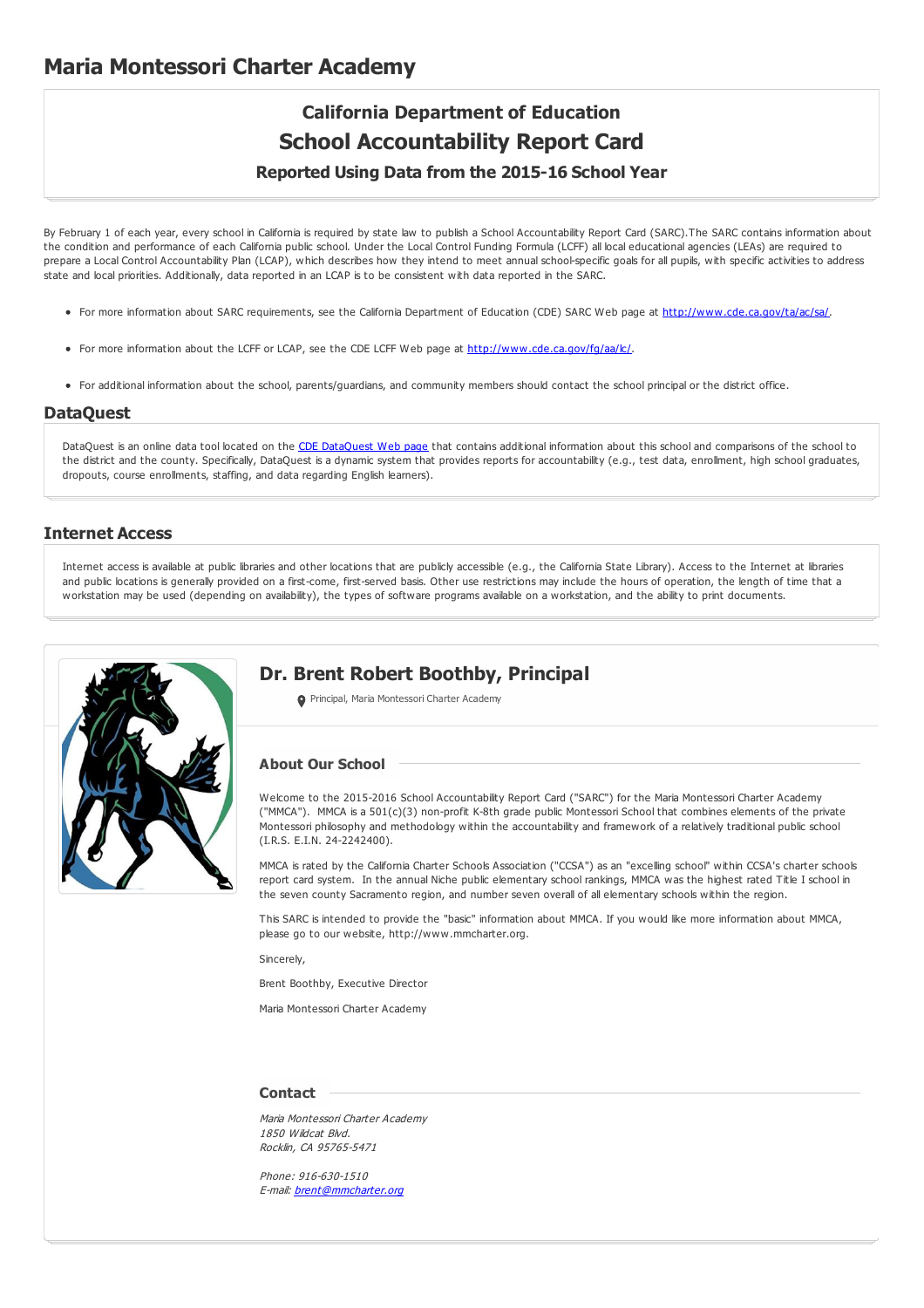# Maria Montessori Charter Academy

## California Department of Education
## School Accountability Report Card
### Reported Using Data from the 2015-16 School Year

By February 1 of each year, every school in California is required by state law to publish a School Accountability Report Card (SARC).The SARC contains information about the condition and performance of each California public school. Under the Local Control Funding Formula (LCFF) all local educational agencies (LEAs) are required to prepare a Local Control Accountability Plan (LCAP), which describes how they intend to meet annual school-specific goals for all pupils, with specific activities to address state and local priorities. Additionally, data reported in an LCAP is to be consistent with data reported in the SARC.

- For more information about SARC requirements, see the California Department of Education (CDE) SARC Web page at http://www.cde.ca.gov/ta/ac/sa/.
- For more information about the LCFF or LCAP, see the CDE LCFF Web page at http://www.cde.ca.gov/fg/aa/lc/.
- For additional information about the school, parents/guardians, and community members should contact the school principal or the district office.

## DataQuest

DataQuest is an online data tool located on the CDE DataQuest Web page that contains additional information about this school and comparisons of the school to the district and the county. Specifically, DataQuest is a dynamic system that provides reports for accountability (e.g., test data, enrollment, high school graduates, dropouts, course enrollments, staffing, and data regarding English learners).

## Internet Access

Internet access is available at public libraries and other locations that are publicly accessible (e.g., the California State Library). Access to the Internet at libraries and public locations is generally provided on a first-come, first-served basis. Other use restrictions may include the hours of operation, the length of time that a workstation may be used (depending on availability), the types of software programs available on a workstation, and the ability to print documents.

## Dr. Brent Robert Boothby, Principal

Principal, Maria Montessori Charter Academy

### About Our School

Welcome to the 2015-2016 School Accountability Report Card ("SARC") for the Maria Montessori Charter Academy ("MMCA"). MMCA is a 501(c)(3) non-profit K-8th grade public Montessori School that combines elements of the private Montessori philosophy and methodology within the accountability and framework of a relatively traditional public school (I.R.S. E.I.N. 24-2242400).

MMCA is rated by the California Charter Schools Association ("CCSA") as an "excelling school" within CCSA's charter schools report card system. In the annual Niche public elementary school rankings, MMCA was the highest rated Title I school in the seven county Sacramento region, and number seven overall of all elementary schools within the region.

This SARC is intended to provide the "basic" information about MMCA. If you would like more information about MMCA, please go to our website, http://www.mmcharter.org.

Sincerely,

Brent Boothby, Executive Director

Maria Montessori Charter Academy

### Contact

*Maria Montessori Charter Academy*
*1850 Wildcat Blvd.*
*Rocklin, CA 95765-5471*

*Phone: 916-630-1510*
*E-mail: brent@mmcharter.org*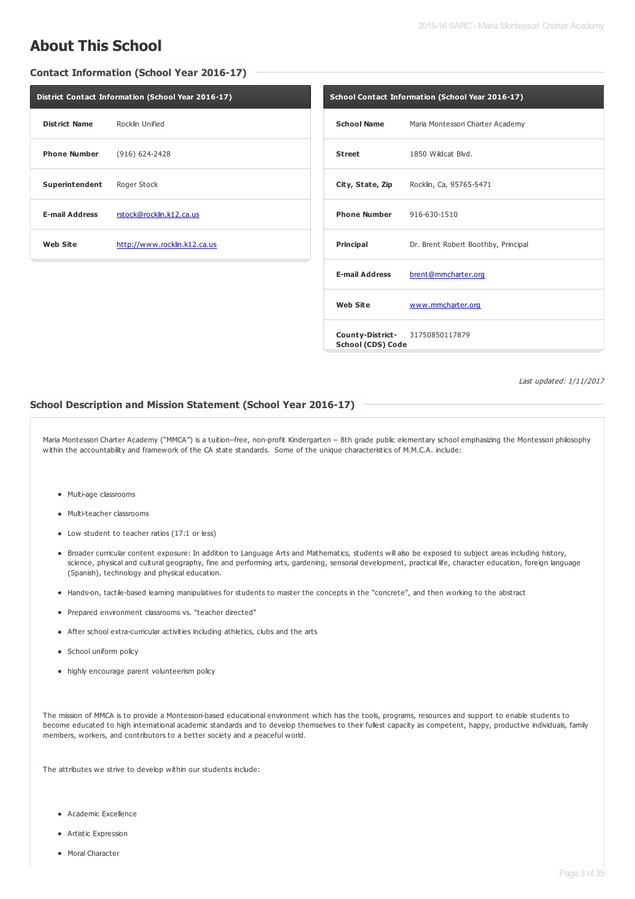# About This School

## Contact Information (School Year 2016-17)

| District Contact Information (School Year 2016-17) | |
|---|---|
| **District Name** | Rocklin Unified |
| **Phone Number** | (916) 624-2428 |
| **Superintendent** | Roger Stock |
| **E-mail Address** | rstock@rocklin.k12.ca.us |
| **Web Site** | http://www.rocklin.k12.ca.us |

| School Contact Information (School Year 2016-17) | |
|---|---|
| **School Name** | Maria Montessori Charter Academy |
| **Street** | 1850 Wildcat Blvd. |
| **City, State, Zip** | Rocklin, Ca, 95765-5471 |
| **Phone Number** | 916-630-1510 |
| **Principal** | Dr. Brent Robert Boothby, Principal |
| **E-mail Address** | brent@mmcharter.org |
| **Web Site** | www.mmcharter.org |
| **County-District-School (CDS) Code** | 31750850117879 |

*Last updated: 1/11/2017*

## School Description and Mission Statement (School Year 2016-17)

Maria Montessori Charter Academy ("MMCA") is a tuition–free, non-profit Kindergarten – 8th grade public elementary school emphasizing the Montessori philosophy within the accountability and framework of the CA state standards. Some of the unique characteristics of M.M.C.A. include:

- Multi-age classrooms
- Multi-teacher classrooms
- Low student to teacher ratios (17:1 or less)
- Broader curricular content exposure: In addition to Language Arts and Mathematics, students will also be exposed to subject areas including history, science, physical and cultural geography, fine and performing arts, gardening, sensorial development, practical life, character education, foreign language (Spanish), technology and physical education.
- Hands-on, tactile-based learning manipulatives for students to master the concepts in the "concrete", and then working to the abstract
- Prepared environment classrooms vs. "teacher directed"
- After school extra-curricular activities including athletics, clubs and the arts
- School uniform policy
- highly encourage parent volunteerism policy

The mission of MMCA is to provide a Montessori-based educational environment which has the tools, programs, resources and support to enable students to become educated to high international academic standards and to develop themselves to their fullest capacity as competent, happy, productive individuals, family members, workers, and contributors to a better society and a peaceful world.

The attributes we strive to develop within our students include:

- Academic Excellence
- Artistic Expression
- Moral Character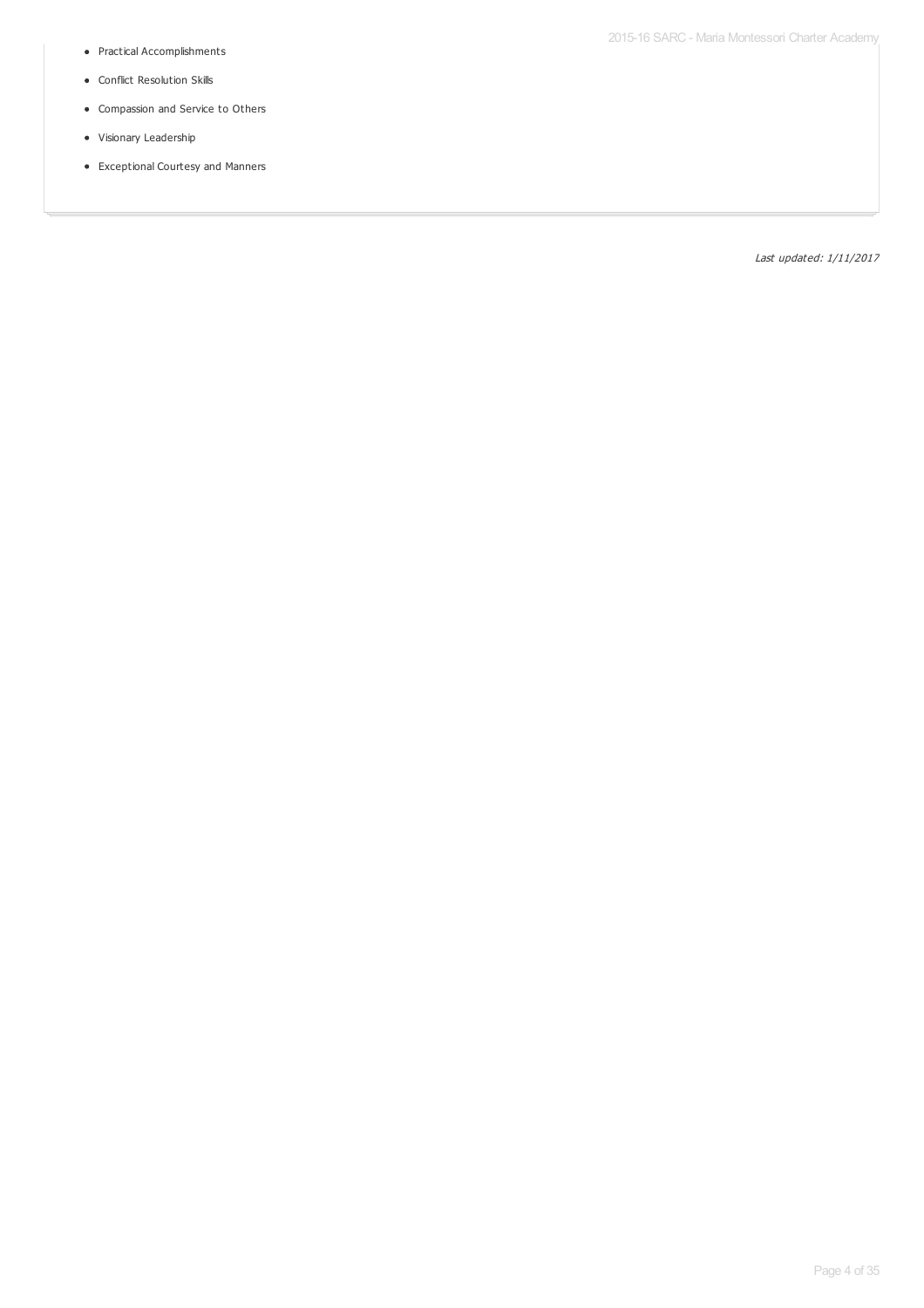- Practical Accomplishments
- Conflict Resolution Skills
- Compassion and Service to Others
- Visionary Leadership
- Exceptional Courtesy and Manners

*Last updated: 1/11/2017*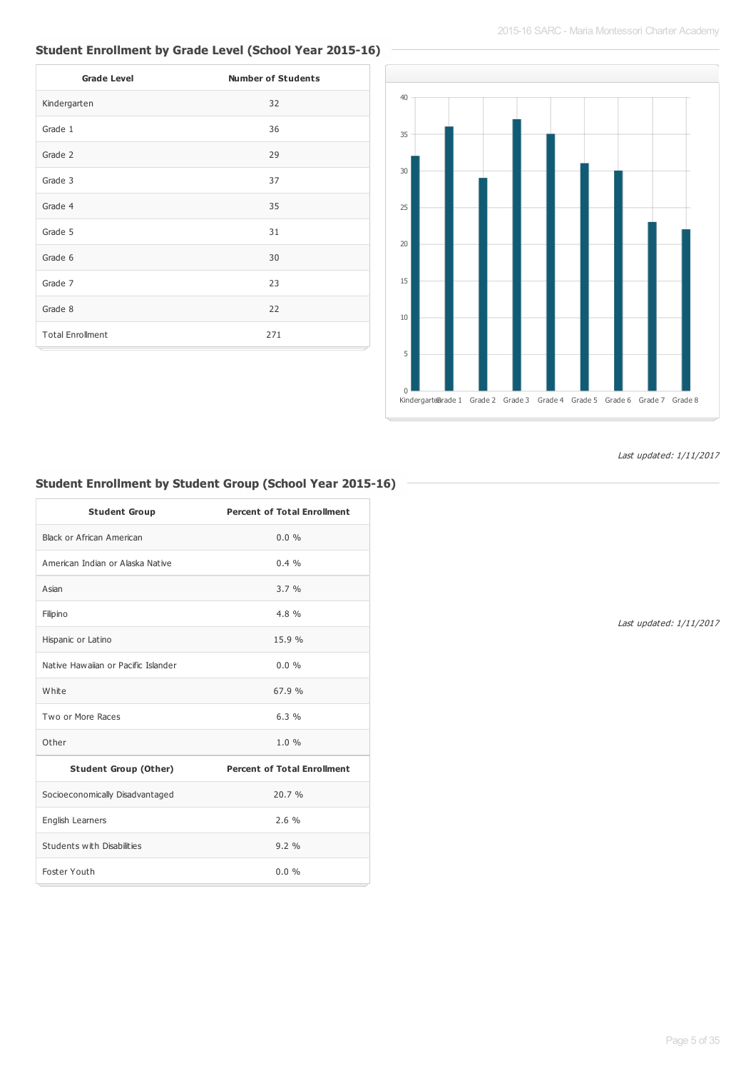## Student Enrollment by Grade Level (School Year 2015-16)

| Grade Level | Number of Students |
|---|---|
| Kindergarten | 32 |
| Grade 1 | 36 |
| Grade 2 | 29 |
| Grade 3 | 37 |
| Grade 4 | 35 |
| Grade 5 | 31 |
| Grade 6 | 30 |
| Grade 7 | 23 |
| Grade 8 | 22 |
| Total Enrollment | 271 |

*Last updated: 1/11/2017*

## Student Enrollment by Student Group (School Year 2015-16)

| Student Group | Percent of Total Enrollment |
|---|---|
| Black or African American | 0.0 % |
| American Indian or Alaska Native | 0.4 % |
| Asian | 3.7 % |
| Filipino | 4.8 % |
| Hispanic or Latino | 15.9 % |
| Native Hawaiian or Pacific Islander | 0.0 % |
| White | 67.9 % |
| Two or More Races | 6.3 % |
| Other | 1.0 % |
| **Student Group (Other)** | **Percent of Total Enrollment** |
| Socioeconomically Disadvantaged | 20.7 % |
| English Learners | 2.6 % |
| Students with Disabilities | 9.2 % |
| Foster Youth | 0.0 % |

*Last updated: 1/11/2017*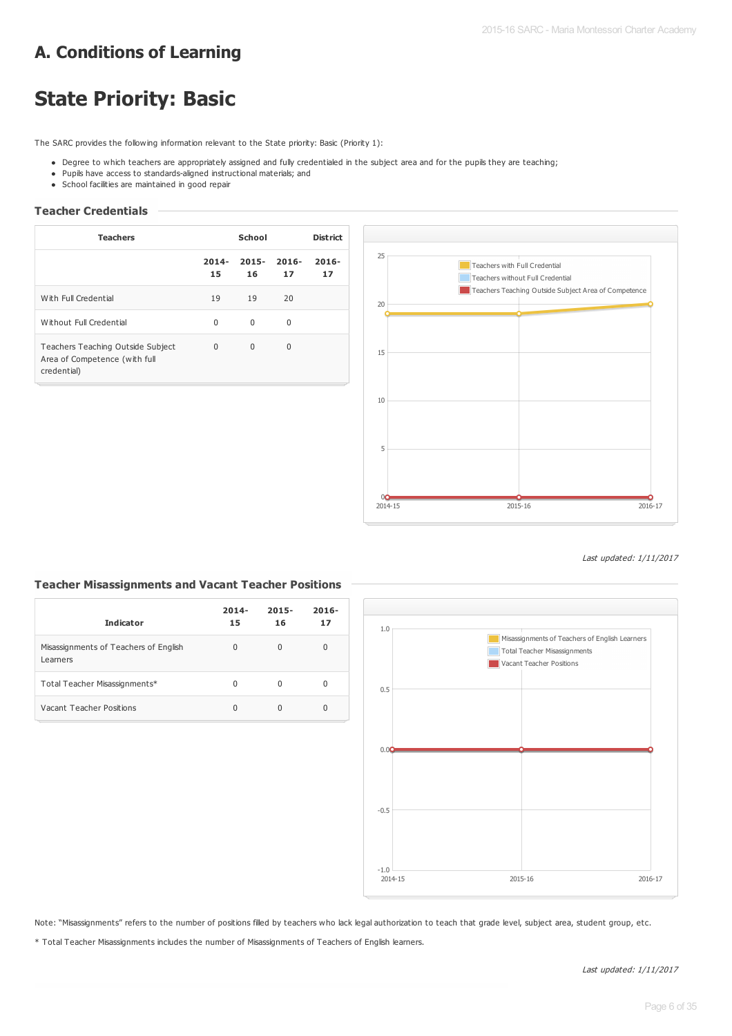# A. Conditions of Learning

# State Priority: Basic

The SARC provides the following information relevant to the State priority: Basic (Priority 1):

- Degree to which teachers are appropriately assigned and fully credentialed in the subject area and for the pupils they are teaching;
- Pupils have access to standards-aligned instructional materials; and
- School facilities are maintained in good repair

### Teacher Credentials

| Teachers | School | | | District |
|---|---|---|---|---|
| | 2014-15 | 2015-16 | 2016-17 | 2016-17 |
| With Full Credential | 19 | 19 | 20 | |
| Without Full Credential | 0 | 0 | 0 | |
| Teachers Teaching Outside Subject Area of Competence (with full credential) | 0 | 0 | 0 | |

*Last updated: 1/11/2017*

### Teacher Misassignments and Vacant Teacher Positions

| Indicator | 2014-15 | 2015-16 | 2016-17 |
|---|---|---|---|
| Misassignments of Teachers of English Learners | 0 | 0 | 0 |
| Total Teacher Misassignments* | 0 | 0 | 0 |
| Vacant Teacher Positions | 0 | 0 | 0 |

Note: "Misassignments" refers to the number of positions filled by teachers who lack legal authorization to teach that grade level, subject area, student group, etc.

* Total Teacher Misassignments includes the number of Misassignments of Teachers of English learners.

*Last updated: 1/11/2017*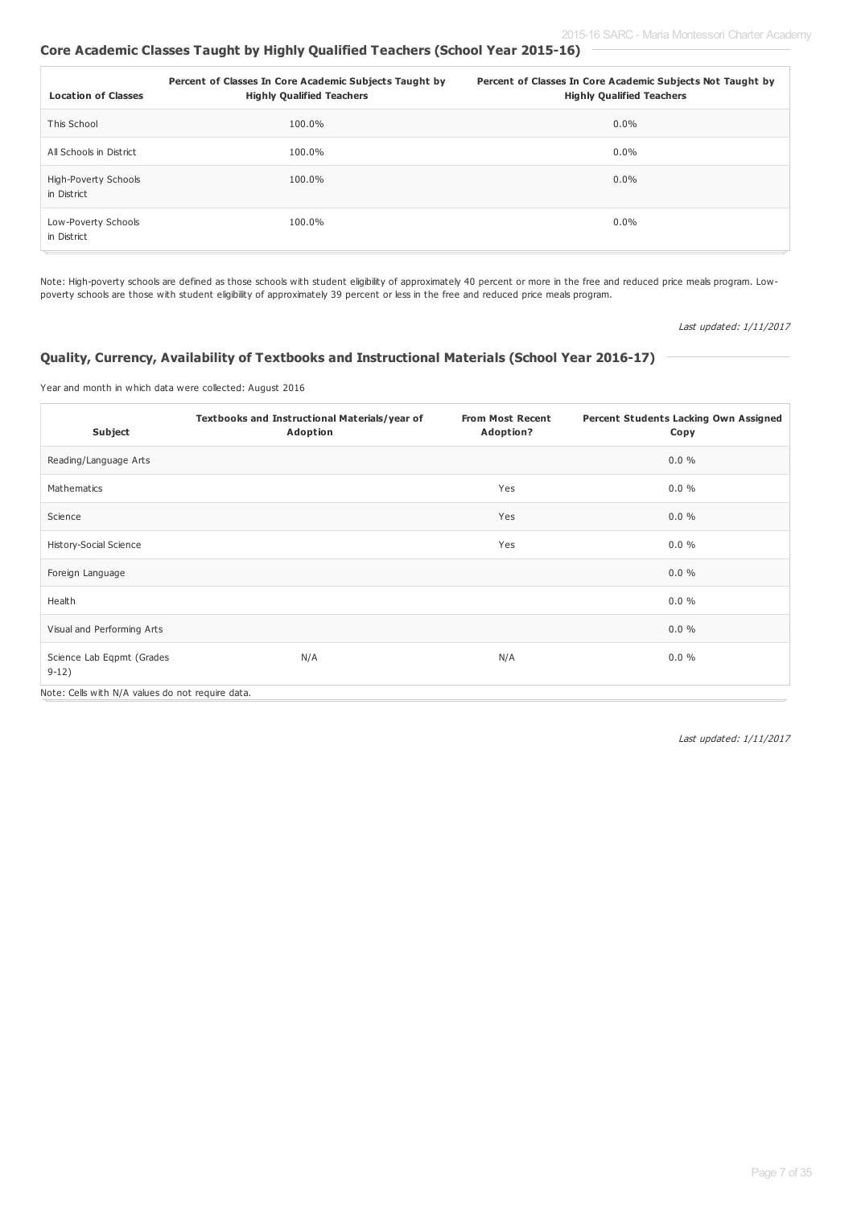### Core Academic Classes Taught by Highly Qualified Teachers (School Year 2015-16)

| Location of Classes | Percent of Classes In Core Academic Subjects Taught by Highly Qualified Teachers | Percent of Classes In Core Academic Subjects Not Taught by Highly Qualified Teachers |
|---|---|---|
| This School | 100.0% | 0.0% |
| All Schools in District | 100.0% | 0.0% |
| High-Poverty Schools in District | 100.0% | 0.0% |
| Low-Poverty Schools in District | 100.0% | 0.0% |

Note: High-poverty schools are defined as those schools with student eligibility of approximately 40 percent or more in the free and reduced price meals program. Low-poverty schools are those with student eligibility of approximately 39 percent or less in the free and reduced price meals program.

*Last updated: 1/11/2017*

### Quality, Currency, Availability of Textbooks and Instructional Materials (School Year 2016-17)

Year and month in which data were collected: August 2016

| Subject | Textbooks and Instructional Materials/year of Adoption | From Most Recent Adoption? | Percent Students Lacking Own Assigned Copy |
|---|---|---|---|
| Reading/Language Arts | | | 0.0 % |
| Mathematics | | Yes | 0.0 % |
| Science | | Yes | 0.0 % |
| History-Social Science | | Yes | 0.0 % |
| Foreign Language | | | 0.0 % |
| Health | | | 0.0 % |
| Visual and Performing Arts | | | 0.0 % |
| Science Lab Eqpmt (Grades 9-12) | N/A | N/A | 0.0 % |

Note: Cells with N/A values do not require data.

*Last updated: 1/11/2017*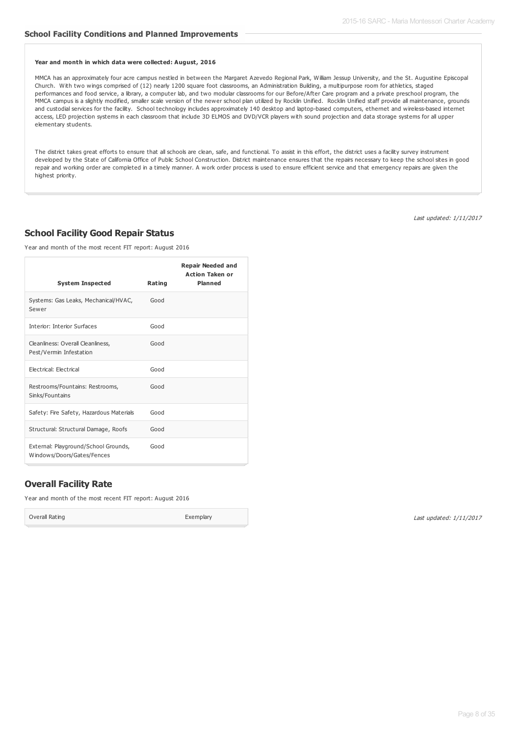### School Facility Conditions and Planned Improvements

**Year and month in which data were collected: August, 2016**

MMCA has an approximately four acre campus nestled in between the Margaret Azevedo Regional Park, William Jessup University, and the St. Augustine Episcopal Church. With two wings comprised of (12) nearly 1200 square foot classrooms, an Administration Building, a multipurpose room for athletics, staged performances and food service, a library, a computer lab, and two modular classrooms for our Before/After Care program and a private preschool program, the MMCA campus is a slightly modified, smaller scale version of the newer school plan utilized by Rocklin Unified. Rocklin Unified staff provide all maintenance, grounds and custodial services for the facility. School technology includes approximately 140 desktop and laptop-based computers, ethernet and wireless-based internet access, LED projection systems in each classroom that include 3D ELMOS and DVD/VCR players with sound projection and data storage systems for all upper elementary students.

The district takes great efforts to ensure that all schools are clean, safe, and functional. To assist in this effort, the district uses a facility survey instrument developed by the State of California Office of Public School Construction. District maintenance ensures that the repairs necessary to keep the school sites in good repair and working order are completed in a timely manner. A work order process is used to ensure efficient service and that emergency repairs are given the highest priority.

*Last updated: 1/11/2017*

## School Facility Good Repair Status

Year and month of the most recent FIT report: August 2016

| System Inspected | Rating | Repair Needed and Action Taken or Planned |
|---|---|---|
| Systems: Gas Leaks, Mechanical/HVAC, Sewer | Good | |
| Interior: Interior Surfaces | Good | |
| Cleanliness: Overall Cleanliness, Pest/Vermin Infestation | Good | |
| Electrical: Electrical | Good | |
| Restrooms/Fountains: Restrooms, Sinks/Fountains | Good | |
| Safety: Fire Safety, Hazardous Materials | Good | |
| Structural: Structural Damage, Roofs | Good | |
| External: Playground/School Grounds, Windows/Doors/Gates/Fences | Good | |

## Overall Facility Rate

Year and month of the most recent FIT report: August 2016

| Overall Rating | Exemplary |
|---|---|

*Last updated: 1/11/2017*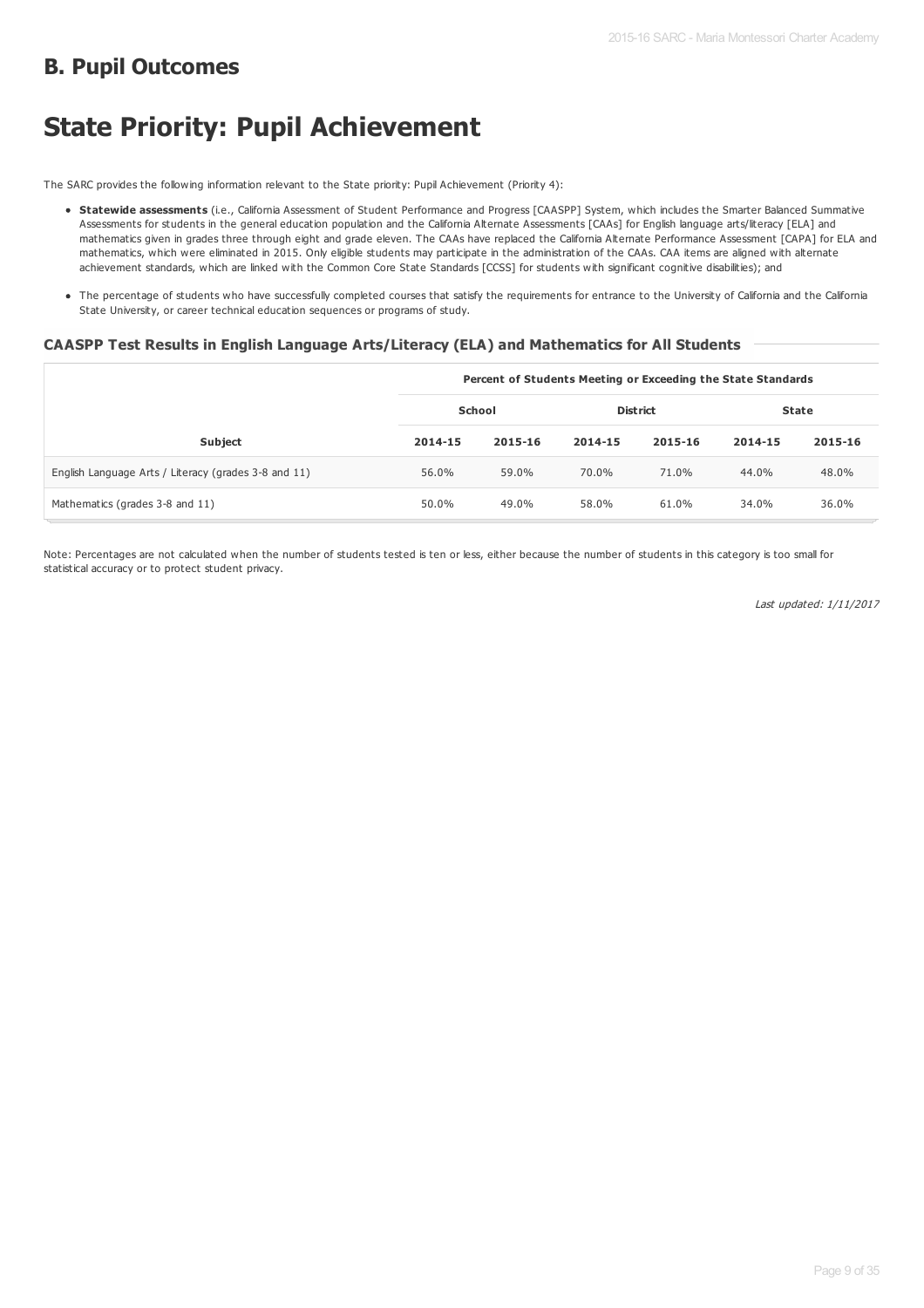## B. Pupil Outcomes

# State Priority: Pupil Achievement

The SARC provides the following information relevant to the State priority: Pupil Achievement (Priority 4):

- **Statewide assessments** (i.e., California Assessment of Student Performance and Progress [CAASPP] System, which includes the Smarter Balanced Summative Assessments for students in the general education population and the California Alternate Assessments [CAAs] for English language arts/literacy [ELA] and mathematics given in grades three through eight and grade eleven. The CAAs have replaced the California Alternate Performance Assessment [CAPA] for ELA and mathematics, which were eliminated in 2015. Only eligible students may participate in the administration of the CAAs. CAA items are aligned with alternate achievement standards, which are linked with the Common Core State Standards [CCSS] for students with significant cognitive disabilities); and
- The percentage of students who have successfully completed courses that satisfy the requirements for entrance to the University of California and the California State University, or career technical education sequences or programs of study.

### CAASPP Test Results in English Language Arts/Literacy (ELA) and Mathematics for All Students

| | Percent of Students Meeting or Exceeding the State Standards | | | | | |
|---|---|---|---|---|---|---|
| | School | | District | | State | |
| Subject | 2014-15 | 2015-16 | 2014-15 | 2015-16 | 2014-15 | 2015-16 |
| English Language Arts / Literacy (grades 3-8 and 11) | 56.0% | 59.0% | 70.0% | 71.0% | 44.0% | 48.0% |
| Mathematics (grades 3-8 and 11) | 50.0% | 49.0% | 58.0% | 61.0% | 34.0% | 36.0% |

Note: Percentages are not calculated when the number of students tested is ten or less, either because the number of students in this category is too small for statistical accuracy or to protect student privacy.

*Last updated: 1/11/2017*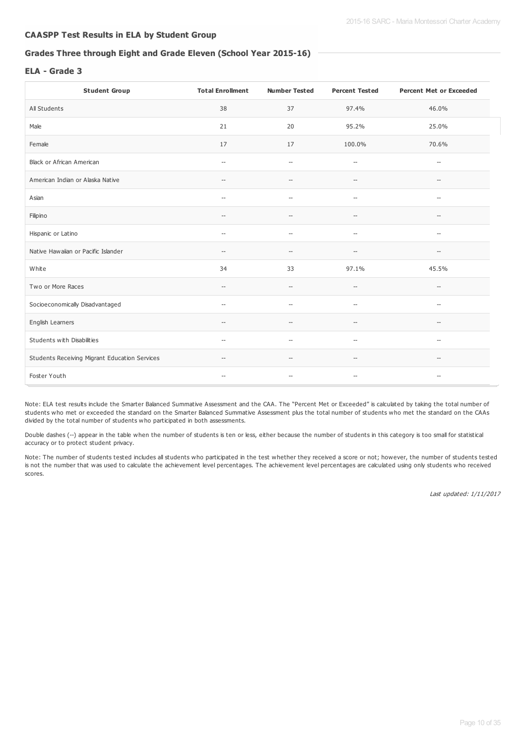## CAASPP Test Results in ELA by Student Group

### Grades Three through Eight and Grade Eleven (School Year 2015-16)

### ELA - Grade 3

| Student Group | Total Enrollment | Number Tested | Percent Tested | Percent Met or Exceeded |
|---|---|---|---|---|
| All Students | 38 | 37 | 97.4% | 46.0% |
| Male | 21 | 20 | 95.2% | 25.0% |
| Female | 17 | 17 | 100.0% | 70.6% |
| Black or African American | -- | -- | -- | -- |
| American Indian or Alaska Native | -- | -- | -- | -- |
| Asian | -- | -- | -- | -- |
| Filipino | -- | -- | -- | -- |
| Hispanic or Latino | -- | -- | -- | -- |
| Native Hawaiian or Pacific Islander | -- | -- | -- | -- |
| White | 34 | 33 | 97.1% | 45.5% |
| Two or More Races | -- | -- | -- | -- |
| Socioeconomically Disadvantaged | -- | -- | -- | -- |
| English Learners | -- | -- | -- | -- |
| Students with Disabilities | -- | -- | -- | -- |
| Students Receiving Migrant Education Services | -- | -- | -- | -- |
| Foster Youth | -- | -- | -- | -- |

Note: ELA test results include the Smarter Balanced Summative Assessment and the CAA. The "Percent Met or Exceeded" is calculated by taking the total number of students who met or exceeded the standard on the Smarter Balanced Summative Assessment plus the total number of students who met the standard on the CAAs divided by the total number of students who participated in both assessments.

Double dashes (--) appear in the table when the number of students is ten or less, either because the number of students in this category is too small for statistical accuracy or to protect student privacy.

Note: The number of students tested includes all students who participated in the test whether they received a score or not; however, the number of students tested is not the number that was used to calculate the achievement level percentages. The achievement level percentages are calculated using only students who received scores.

*Last updated: 1/11/2017*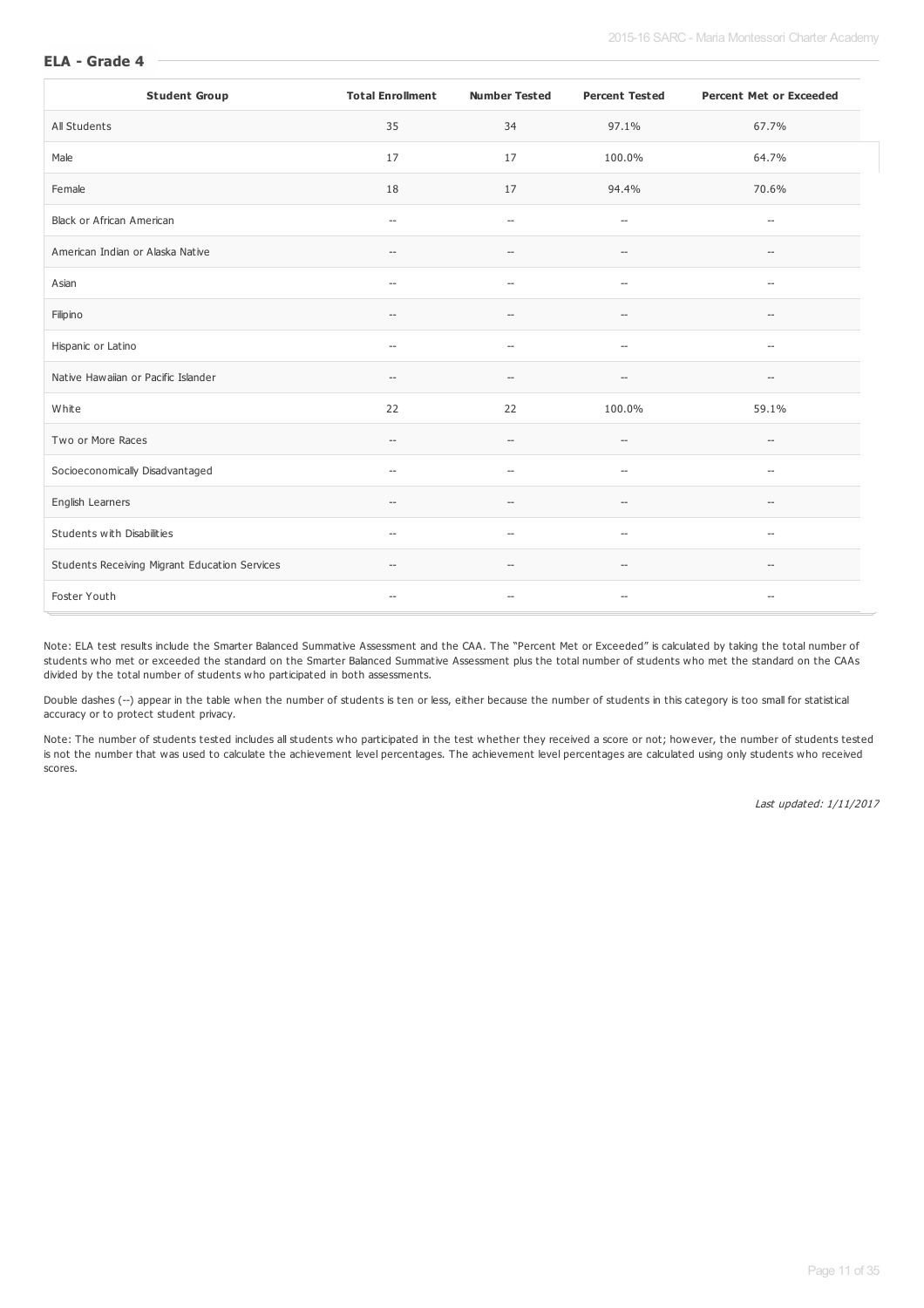## ELA - Grade 4

| Student Group | Total Enrollment | Number Tested | Percent Tested | Percent Met or Exceeded |
|---|---|---|---|---|
| All Students | 35 | 34 | 97.1% | 67.7% |
| Male | 17 | 17 | 100.0% | 64.7% |
| Female | 18 | 17 | 94.4% | 70.6% |
| Black or African American | -- | -- | -- | -- |
| American Indian or Alaska Native | -- | -- | -- | -- |
| Asian | -- | -- | -- | -- |
| Filipino | -- | -- | -- | -- |
| Hispanic or Latino | -- | -- | -- | -- |
| Native Hawaiian or Pacific Islander | -- | -- | -- | -- |
| White | 22 | 22 | 100.0% | 59.1% |
| Two or More Races | -- | -- | -- | -- |
| Socioeconomically Disadvantaged | -- | -- | -- | -- |
| English Learners | -- | -- | -- | -- |
| Students with Disabilities | -- | -- | -- | -- |
| Students Receiving Migrant Education Services | -- | -- | -- | -- |
| Foster Youth | -- | -- | -- | -- |

Note: ELA test results include the Smarter Balanced Summative Assessment and the CAA. The "Percent Met or Exceeded" is calculated by taking the total number of students who met or exceeded the standard on the Smarter Balanced Summative Assessment plus the total number of students who met the standard on the CAAs divided by the total number of students who participated in both assessments.

Double dashes (--) appear in the table when the number of students is ten or less, either because the number of students in this category is too small for statistical accuracy or to protect student privacy.

Note: The number of students tested includes all students who participated in the test whether they received a score or not; however, the number of students tested is not the number that was used to calculate the achievement level percentages. The achievement level percentages are calculated using only students who received scores.

*Last updated: 1/11/2017*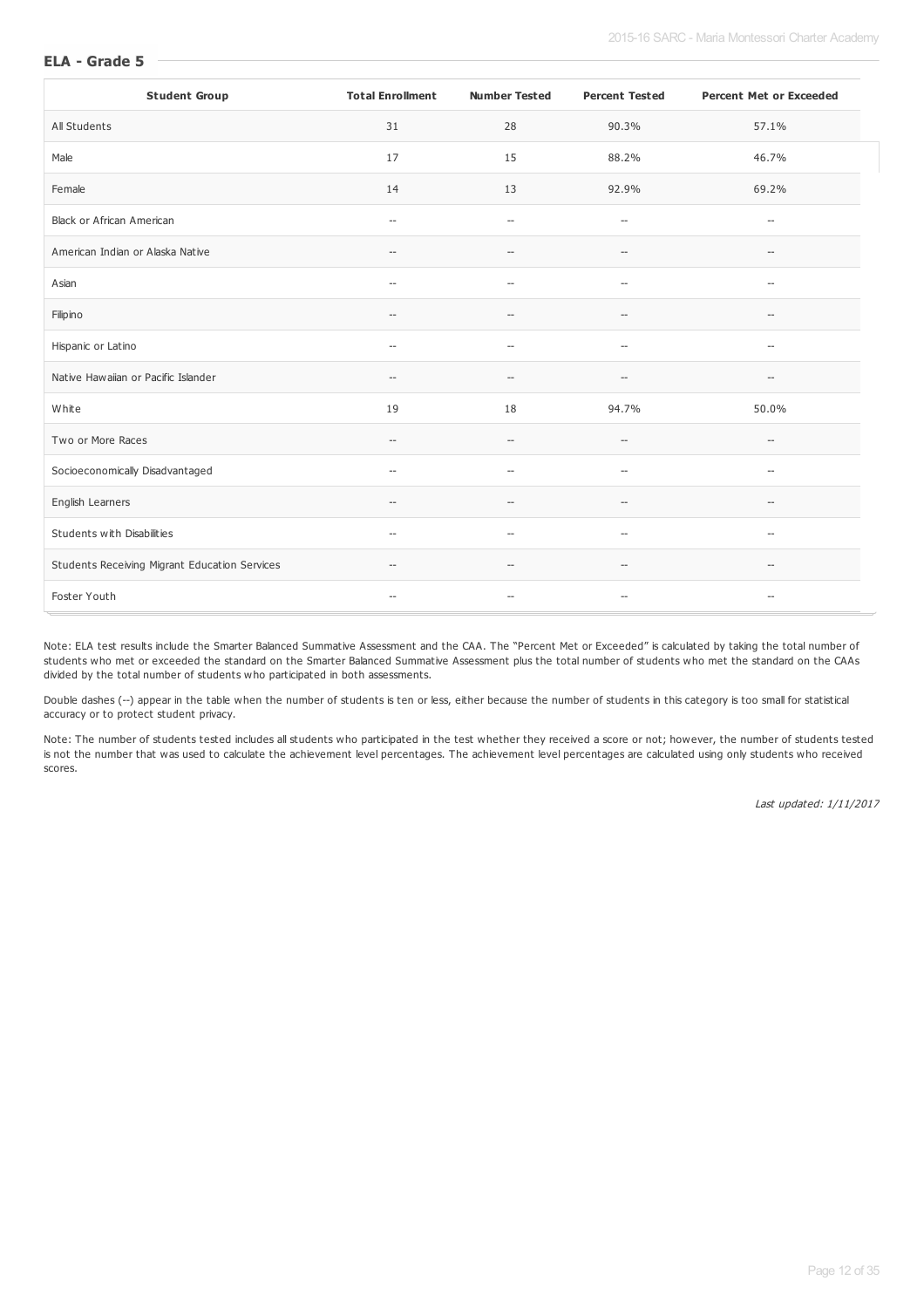## ELA - Grade 5

| Student Group | Total Enrollment | Number Tested | Percent Tested | Percent Met or Exceeded |
|---|---|---|---|---|
| All Students | 31 | 28 | 90.3% | 57.1% |
| Male | 17 | 15 | 88.2% | 46.7% |
| Female | 14 | 13 | 92.9% | 69.2% |
| Black or African American | -- | -- | -- | -- |
| American Indian or Alaska Native | -- | -- | -- | -- |
| Asian | -- | -- | -- | -- |
| Filipino | -- | -- | -- | -- |
| Hispanic or Latino | -- | -- | -- | -- |
| Native Hawaiian or Pacific Islander | -- | -- | -- | -- |
| White | 19 | 18 | 94.7% | 50.0% |
| Two or More Races | -- | -- | -- | -- |
| Socioeconomically Disadvantaged | -- | -- | -- | -- |
| English Learners | -- | -- | -- | -- |
| Students with Disabilities | -- | -- | -- | -- |
| Students Receiving Migrant Education Services | -- | -- | -- | -- |
| Foster Youth | -- | -- | -- | -- |

Note: ELA test results include the Smarter Balanced Summative Assessment and the CAA. The "Percent Met or Exceeded" is calculated by taking the total number of students who met or exceeded the standard on the Smarter Balanced Summative Assessment plus the total number of students who met the standard on the CAAs divided by the total number of students who participated in both assessments.

Double dashes (--) appear in the table when the number of students is ten or less, either because the number of students in this category is too small for statistical accuracy or to protect student privacy.

Note: The number of students tested includes all students who participated in the test whether they received a score or not; however, the number of students tested is not the number that was used to calculate the achievement level percentages. The achievement level percentages are calculated using only students who received scores.

*Last updated: 1/11/2017*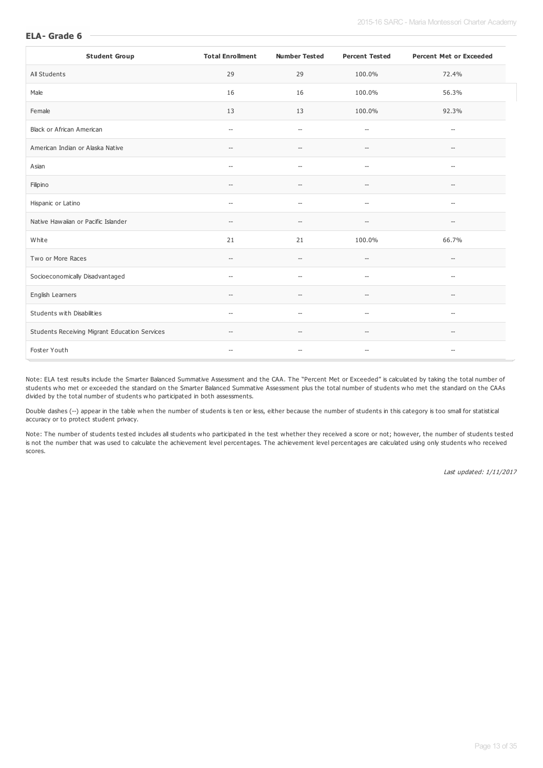## ELA- Grade 6

| Student Group | Total Enrollment | Number Tested | Percent Tested | Percent Met or Exceeded |
|---|---|---|---|---|
| All Students | 29 | 29 | 100.0% | 72.4% |
| Male | 16 | 16 | 100.0% | 56.3% |
| Female | 13 | 13 | 100.0% | 92.3% |
| Black or African American | -- | -- | -- | -- |
| American Indian or Alaska Native | -- | -- | -- | -- |
| Asian | -- | -- | -- | -- |
| Filipino | -- | -- | -- | -- |
| Hispanic or Latino | -- | -- | -- | -- |
| Native Hawaiian or Pacific Islander | -- | -- | -- | -- |
| White | 21 | 21 | 100.0% | 66.7% |
| Two or More Races | -- | -- | -- | -- |
| Socioeconomically Disadvantaged | -- | -- | -- | -- |
| English Learners | -- | -- | -- | -- |
| Students with Disabilities | -- | -- | -- | -- |
| Students Receiving Migrant Education Services | -- | -- | -- | -- |
| Foster Youth | -- | -- | -- | -- |

Note: ELA test results include the Smarter Balanced Summative Assessment and the CAA. The "Percent Met or Exceeded" is calculated by taking the total number of students who met or exceeded the standard on the Smarter Balanced Summative Assessment plus the total number of students who met the standard on the CAAs divided by the total number of students who participated in both assessments.

Double dashes (--) appear in the table when the number of students is ten or less, either because the number of students in this category is too small for statistical accuracy or to protect student privacy.

Note: The number of students tested includes all students who participated in the test whether they received a score or not; however, the number of students tested is not the number that was used to calculate the achievement level percentages. The achievement level percentages are calculated using only students who received scores.

*Last updated: 1/11/2017*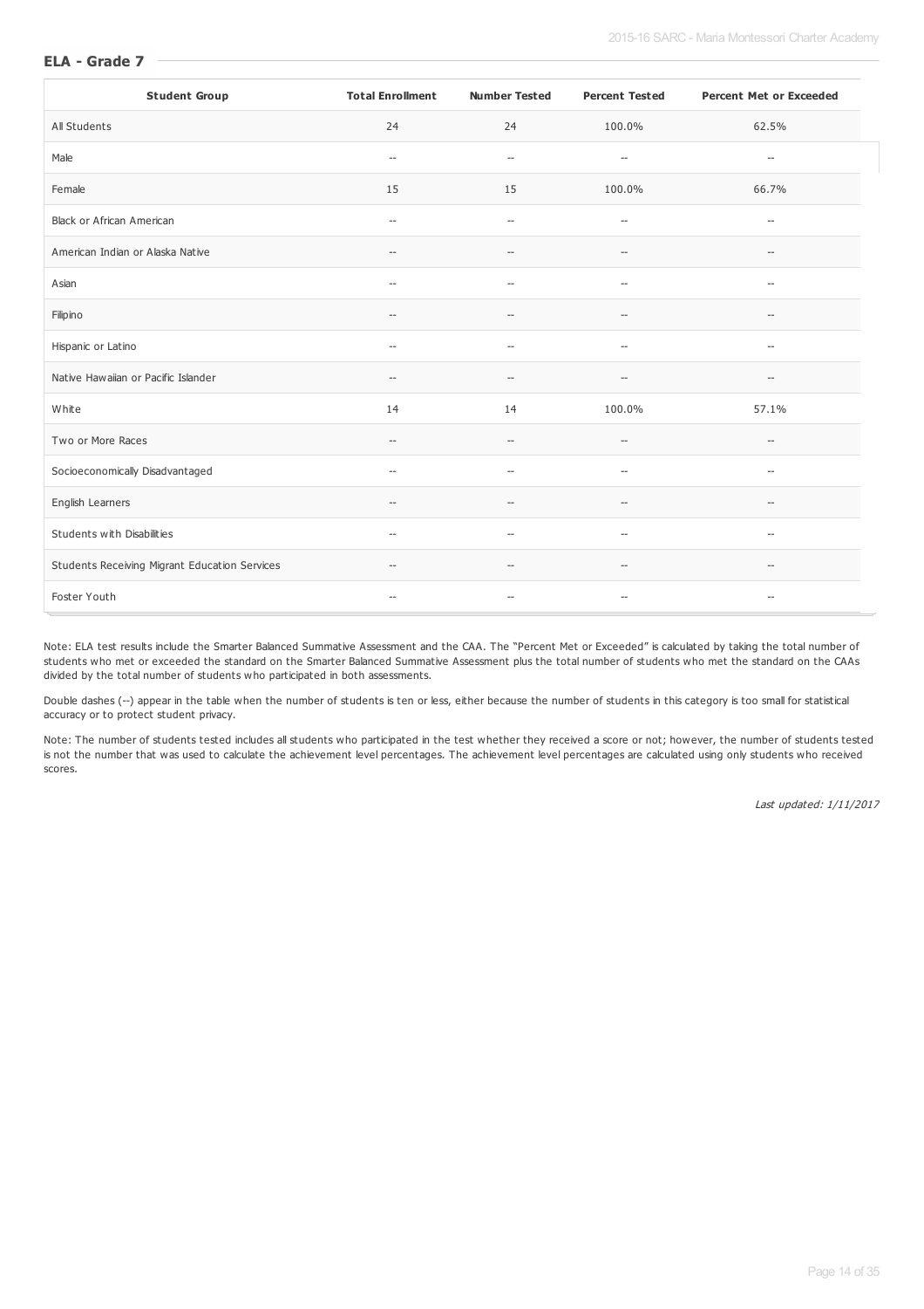## ELA - Grade 7

| Student Group | Total Enrollment | Number Tested | Percent Tested | Percent Met or Exceeded |
|---|---|---|---|---|
| All Students | 24 | 24 | 100.0% | 62.5% |
| Male | -- | -- | -- | -- |
| Female | 15 | 15 | 100.0% | 66.7% |
| Black or African American | -- | -- | -- | -- |
| American Indian or Alaska Native | -- | -- | -- | -- |
| Asian | -- | -- | -- | -- |
| Filipino | -- | -- | -- | -- |
| Hispanic or Latino | -- | -- | -- | -- |
| Native Hawaiian or Pacific Islander | -- | -- | -- | -- |
| White | 14 | 14 | 100.0% | 57.1% |
| Two or More Races | -- | -- | -- | -- |
| Socioeconomically Disadvantaged | -- | -- | -- | -- |
| English Learners | -- | -- | -- | -- |
| Students with Disabilities | -- | -- | -- | -- |
| Students Receiving Migrant Education Services | -- | -- | -- | -- |
| Foster Youth | -- | -- | -- | -- |

Note: ELA test results include the Smarter Balanced Summative Assessment and the CAA. The "Percent Met or Exceeded" is calculated by taking the total number of students who met or exceeded the standard on the Smarter Balanced Summative Assessment plus the total number of students who met the standard on the CAAs divided by the total number of students who participated in both assessments.

Double dashes (--) appear in the table when the number of students is ten or less, either because the number of students in this category is too small for statistical accuracy or to protect student privacy.

Note: The number of students tested includes all students who participated in the test whether they received a score or not; however, the number of students tested is not the number that was used to calculate the achievement level percentages. The achievement level percentages are calculated using only students who received scores.

*Last updated: 1/11/2017*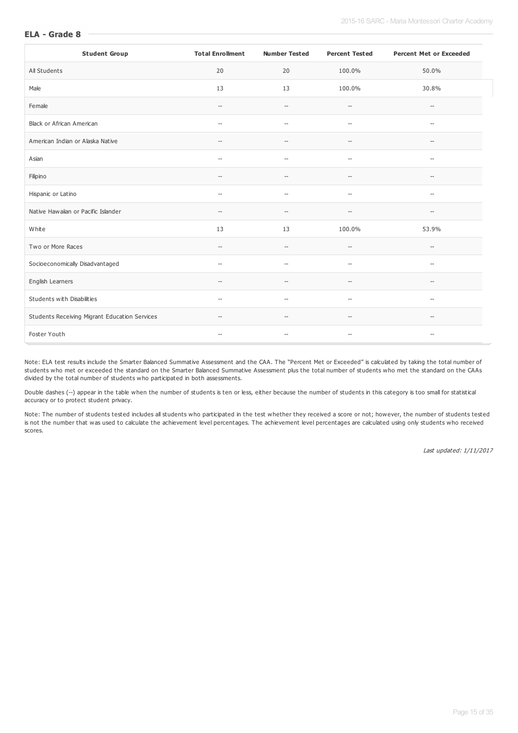## ELA - Grade 8

| Student Group | Total Enrollment | Number Tested | Percent Tested | Percent Met or Exceeded |
|---|---|---|---|---|
| All Students | 20 | 20 | 100.0% | 50.0% |
| Male | 13 | 13 | 100.0% | 30.8% |
| Female | -- | -- | -- | -- |
| Black or African American | -- | -- | -- | -- |
| American Indian or Alaska Native | -- | -- | -- | -- |
| Asian | -- | -- | -- | -- |
| Filipino | -- | -- | -- | -- |
| Hispanic or Latino | -- | -- | -- | -- |
| Native Hawaiian or Pacific Islander | -- | -- | -- | -- |
| White | 13 | 13 | 100.0% | 53.9% |
| Two or More Races | -- | -- | -- | -- |
| Socioeconomically Disadvantaged | -- | -- | -- | -- |
| English Learners | -- | -- | -- | -- |
| Students with Disabilities | -- | -- | -- | -- |
| Students Receiving Migrant Education Services | -- | -- | -- | -- |
| Foster Youth | -- | -- | -- | -- |

Note: ELA test results include the Smarter Balanced Summative Assessment and the CAA. The "Percent Met or Exceeded" is calculated by taking the total number of students who met or exceeded the standard on the Smarter Balanced Summative Assessment plus the total number of students who met the standard on the CAAs divided by the total number of students who participated in both assessments.

Double dashes (--) appear in the table when the number of students is ten or less, either because the number of students in this category is too small for statistical accuracy or to protect student privacy.

Note: The number of students tested includes all students who participated in the test whether they received a score or not; however, the number of students tested is not the number that was used to calculate the achievement level percentages. The achievement level percentages are calculated using only students who received scores.

*Last updated: 1/11/2017*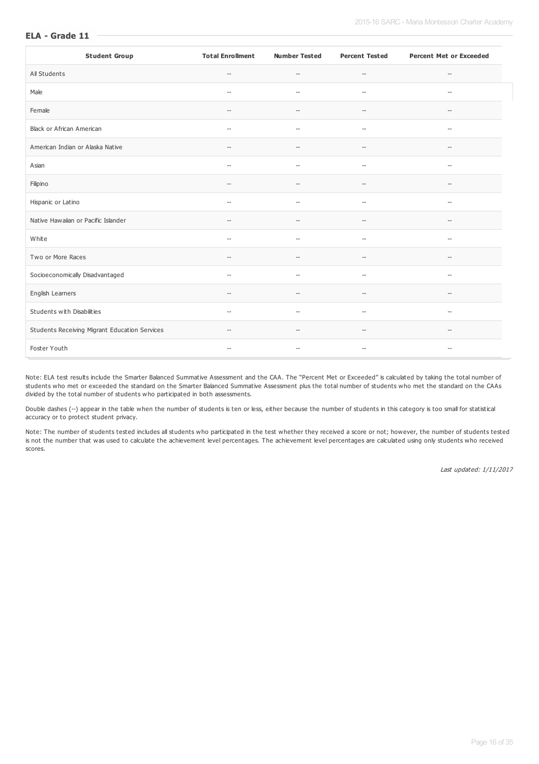## ELA - Grade 11

| Student Group | Total Enrollment | Number Tested | Percent Tested | Percent Met or Exceeded |
|---|---|---|---|---|
| All Students | -- | -- | -- | -- |
| Male | -- | -- | -- | -- |
| Female | -- | -- | -- | -- |
| Black or African American | -- | -- | -- | -- |
| American Indian or Alaska Native | -- | -- | -- | -- |
| Asian | -- | -- | -- | -- |
| Filipino | -- | -- | -- | -- |
| Hispanic or Latino | -- | -- | -- | -- |
| Native Hawaiian or Pacific Islander | -- | -- | -- | -- |
| White | -- | -- | -- | -- |
| Two or More Races | -- | -- | -- | -- |
| Socioeconomically Disadvantaged | -- | -- | -- | -- |
| English Learners | -- | -- | -- | -- |
| Students with Disabilities | -- | -- | -- | -- |
| Students Receiving Migrant Education Services | -- | -- | -- | -- |
| Foster Youth | -- | -- | -- | -- |

Note: ELA test results include the Smarter Balanced Summative Assessment and the CAA. The "Percent Met or Exceeded" is calculated by taking the total number of students who met or exceeded the standard on the Smarter Balanced Summative Assessment plus the total number of students who met the standard on the CAAs divided by the total number of students who participated in both assessments.

Double dashes (--) appear in the table when the number of students is ten or less, either because the number of students in this category is too small for statistical accuracy or to protect student privacy.

Note: The number of students tested includes all students who participated in the test whether they received a score or not; however, the number of students tested is not the number that was used to calculate the achievement level percentages. The achievement level percentages are calculated using only students who received scores.

*Last updated: 1/11/2017*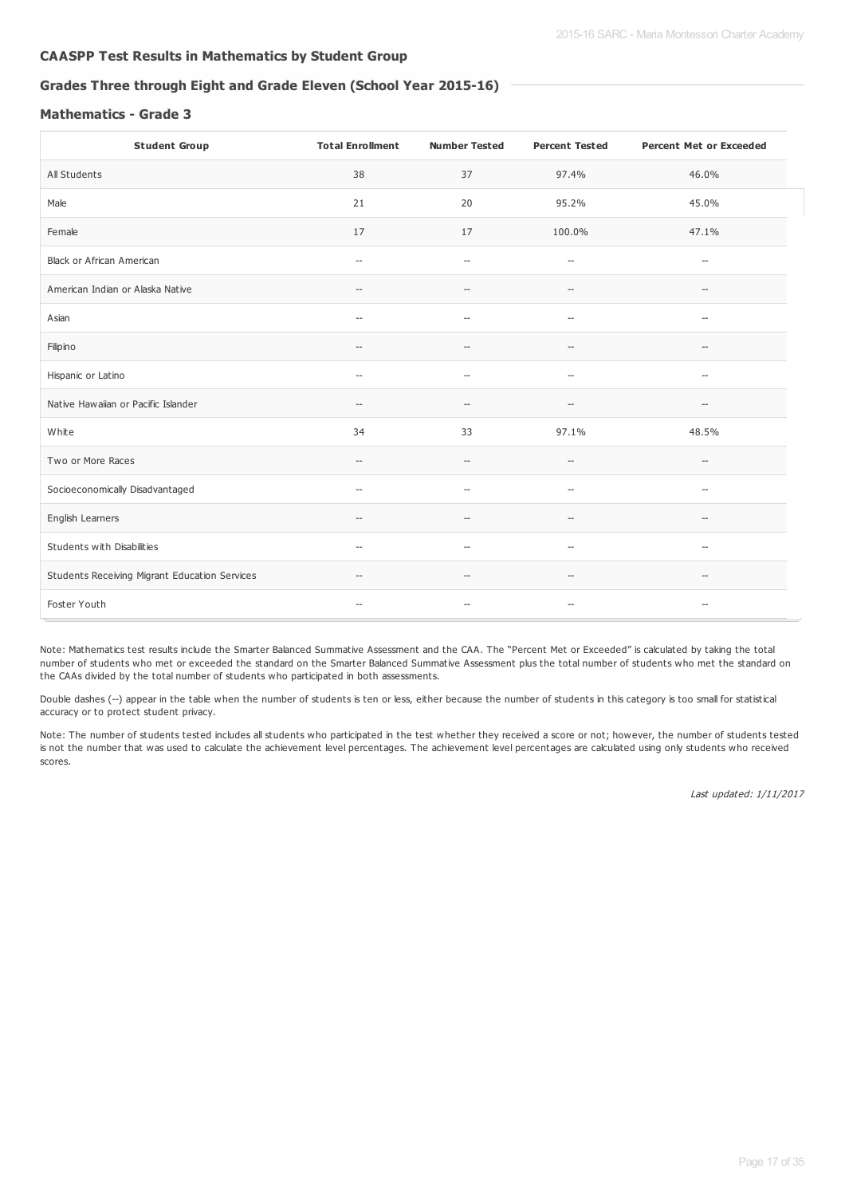### CAASPP Test Results in Mathematics by Student Group

### Grades Three through Eight and Grade Eleven (School Year 2015-16)

#### Mathematics - Grade 3

| Student Group | Total Enrollment | Number Tested | Percent Tested | Percent Met or Exceeded |
| --- | --- | --- | --- | --- |
| All Students | 38 | 37 | 97.4% | 46.0% |
| Male | 21 | 20 | 95.2% | 45.0% |
| Female | 17 | 17 | 100.0% | 47.1% |
| Black or African American | -- | -- | -- | -- |
| American Indian or Alaska Native | -- | -- | -- | -- |
| Asian | -- | -- | -- | -- |
| Filipino | -- | -- | -- | -- |
| Hispanic or Latino | -- | -- | -- | -- |
| Native Hawaiian or Pacific Islander | -- | -- | -- | -- |
| White | 34 | 33 | 97.1% | 48.5% |
| Two or More Races | -- | -- | -- | -- |
| Socioeconomically Disadvantaged | -- | -- | -- | -- |
| English Learners | -- | -- | -- | -- |
| Students with Disabilities | -- | -- | -- | -- |
| Students Receiving Migrant Education Services | -- | -- | -- | -- |
| Foster Youth | -- | -- | -- | -- |

Note: Mathematics test results include the Smarter Balanced Summative Assessment and the CAA. The "Percent Met or Exceeded" is calculated by taking the total number of students who met or exceeded the standard on the Smarter Balanced Summative Assessment plus the total number of students who met the standard on the CAAs divided by the total number of students who participated in both assessments.

Double dashes (--) appear in the table when the number of students is ten or less, either because the number of students in this category is too small for statistical accuracy or to protect student privacy.

Note: The number of students tested includes all students who participated in the test whether they received a score or not; however, the number of students tested is not the number that was used to calculate the achievement level percentages. The achievement level percentages are calculated using only students who received scores.

*Last updated: 1/11/2017*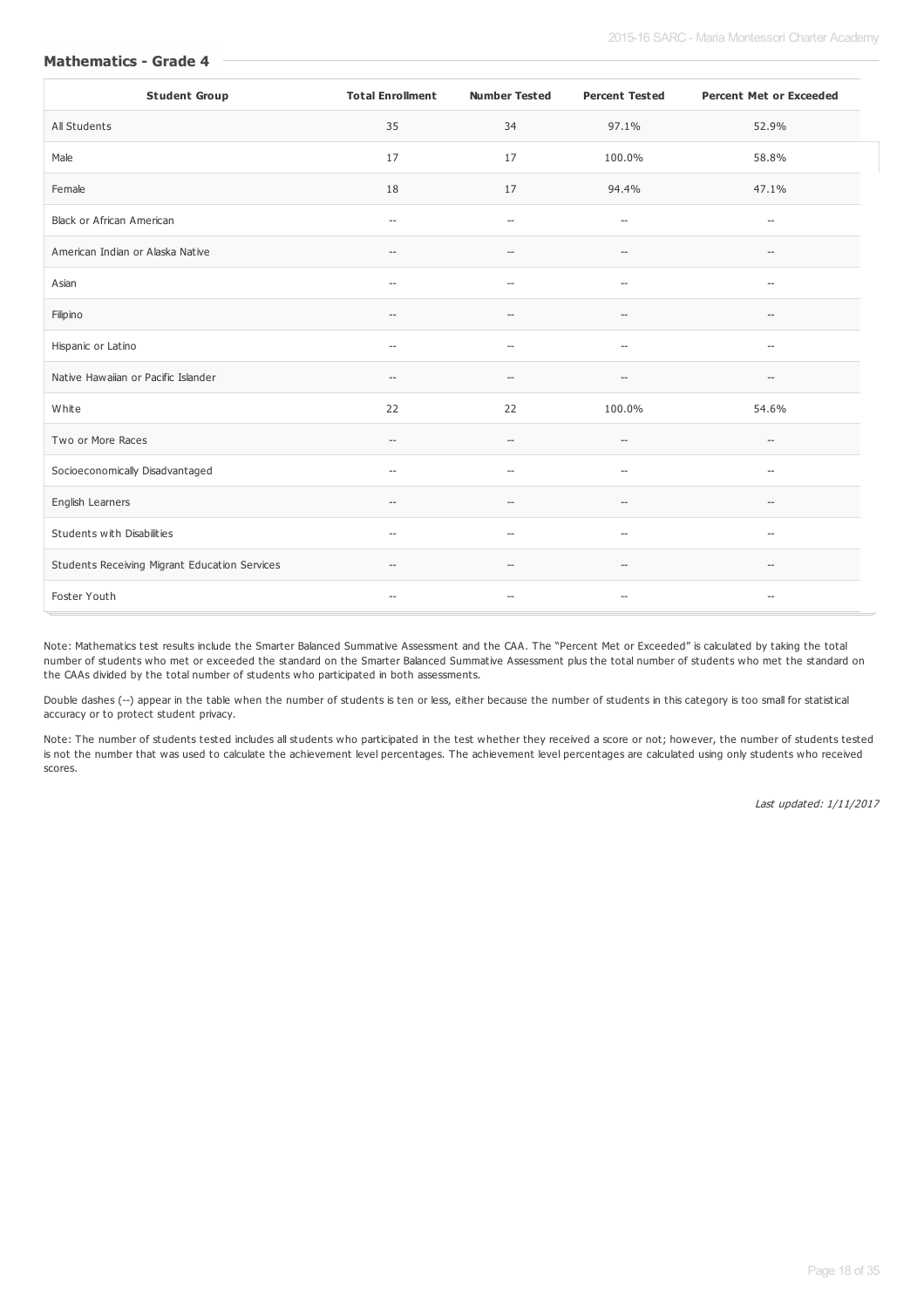### Mathematics - Grade 4

| Student Group | Total Enrollment | Number Tested | Percent Tested | Percent Met or Exceeded |
|---|---|---|---|---|
| All Students | 35 | 34 | 97.1% | 52.9% |
| Male | 17 | 17 | 100.0% | 58.8% |
| Female | 18 | 17 | 94.4% | 47.1% |
| Black or African American | -- | -- | -- | -- |
| American Indian or Alaska Native | -- | -- | -- | -- |
| Asian | -- | -- | -- | -- |
| Filipino | -- | -- | -- | -- |
| Hispanic or Latino | -- | -- | -- | -- |
| Native Hawaiian or Pacific Islander | -- | -- | -- | -- |
| White | 22 | 22 | 100.0% | 54.6% |
| Two or More Races | -- | -- | -- | -- |
| Socioeconomically Disadvantaged | -- | -- | -- | -- |
| English Learners | -- | -- | -- | -- |
| Students with Disabilities | -- | -- | -- | -- |
| Students Receiving Migrant Education Services | -- | -- | -- | -- |
| Foster Youth | -- | -- | -- | -- |

Note: Mathematics test results include the Smarter Balanced Summative Assessment and the CAA. The "Percent Met or Exceeded" is calculated by taking the total number of students who met or exceeded the standard on the Smarter Balanced Summative Assessment plus the total number of students who met the standard on the CAAs divided by the total number of students who participated in both assessments.

Double dashes (--) appear in the table when the number of students is ten or less, either because the number of students in this category is too small for statistical accuracy or to protect student privacy.

Note: The number of students tested includes all students who participated in the test whether they received a score or not; however, the number of students tested is not the number that was used to calculate the achievement level percentages. The achievement level percentages are calculated using only students who received scores.

*Last updated: 1/11/2017*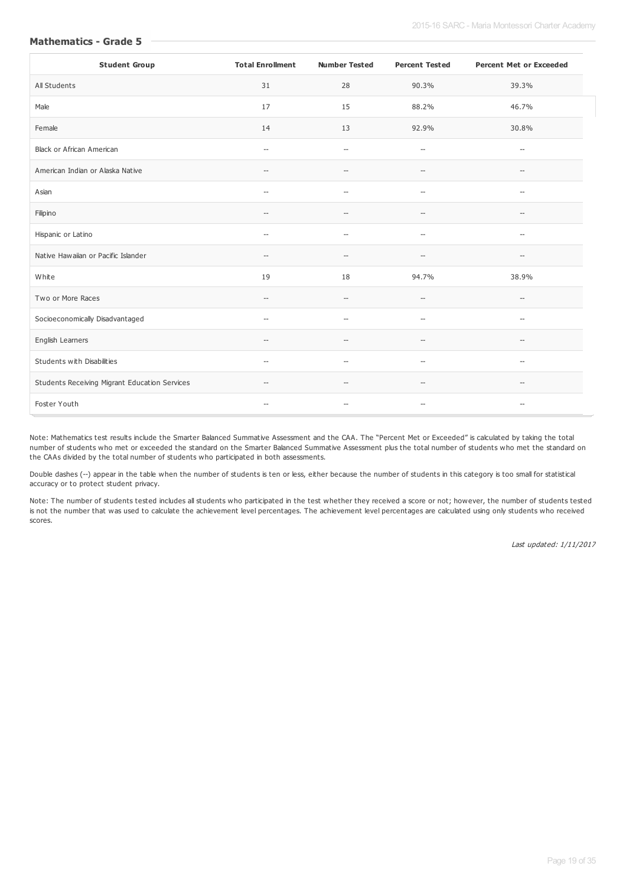### Mathematics - Grade 5

| Student Group | Total Enrollment | Number Tested | Percent Tested | Percent Met or Exceeded |
|---|---|---|---|---|
| All Students | 31 | 28 | 90.3% | 39.3% |
| Male | 17 | 15 | 88.2% | 46.7% |
| Female | 14 | 13 | 92.9% | 30.8% |
| Black or African American | -- | -- | -- | -- |
| American Indian or Alaska Native | -- | -- | -- | -- |
| Asian | -- | -- | -- | -- |
| Filipino | -- | -- | -- | -- |
| Hispanic or Latino | -- | -- | -- | -- |
| Native Hawaiian or Pacific Islander | -- | -- | -- | -- |
| White | 19 | 18 | 94.7% | 38.9% |
| Two or More Races | -- | -- | -- | -- |
| Socioeconomically Disadvantaged | -- | -- | -- | -- |
| English Learners | -- | -- | -- | -- |
| Students with Disabilities | -- | -- | -- | -- |
| Students Receiving Migrant Education Services | -- | -- | -- | -- |
| Foster Youth | -- | -- | -- | -- |

Note: Mathematics test results include the Smarter Balanced Summative Assessment and the CAA. The "Percent Met or Exceeded" is calculated by taking the total number of students who met or exceeded the standard on the Smarter Balanced Summative Assessment plus the total number of students who met the standard on the CAAs divided by the total number of students who participated in both assessments.

Double dashes (--) appear in the table when the number of students is ten or less, either because the number of students in this category is too small for statistical accuracy or to protect student privacy.

Note: The number of students tested includes all students who participated in the test whether they received a score or not; however, the number of students tested is not the number that was used to calculate the achievement level percentages. The achievement level percentages are calculated using only students who received scores.

*Last updated: 1/11/2017*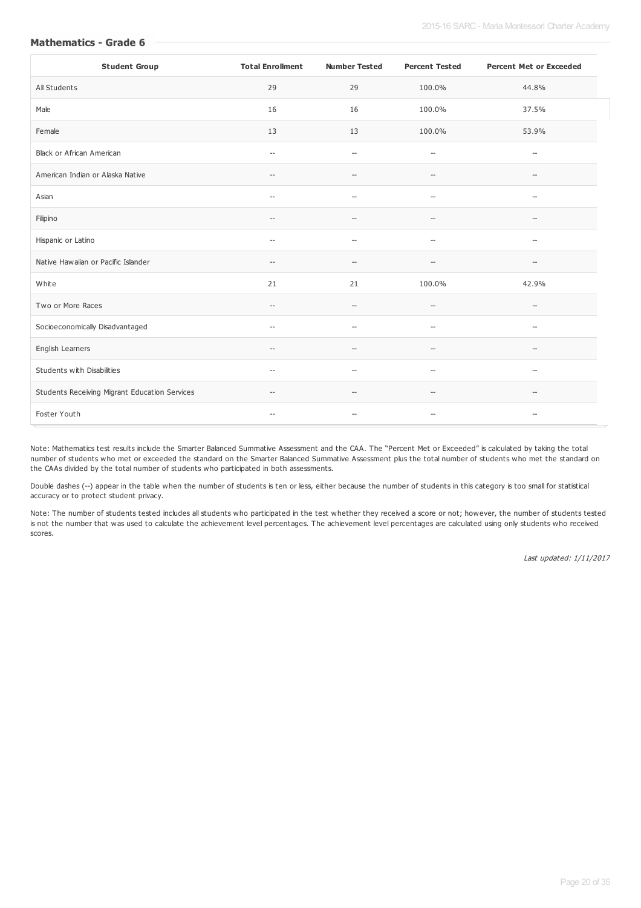### Mathematics - Grade 6

| Student Group | Total Enrollment | Number Tested | Percent Tested | Percent Met or Exceeded |
| --- | --- | --- | --- | --- |
| All Students | 29 | 29 | 100.0% | 44.8% |
| Male | 16 | 16 | 100.0% | 37.5% |
| Female | 13 | 13 | 100.0% | 53.9% |
| Black or African American | -- | -- | -- | -- |
| American Indian or Alaska Native | -- | -- | -- | -- |
| Asian | -- | -- | -- | -- |
| Filipino | -- | -- | -- | -- |
| Hispanic or Latino | -- | -- | -- | -- |
| Native Hawaiian or Pacific Islander | -- | -- | -- | -- |
| White | 21 | 21 | 100.0% | 42.9% |
| Two or More Races | -- | -- | -- | -- |
| Socioeconomically Disadvantaged | -- | -- | -- | -- |
| English Learners | -- | -- | -- | -- |
| Students with Disabilities | -- | -- | -- | -- |
| Students Receiving Migrant Education Services | -- | -- | -- | -- |
| Foster Youth | -- | -- | -- | -- |

Note: Mathematics test results include the Smarter Balanced Summative Assessment and the CAA. The "Percent Met or Exceeded" is calculated by taking the total number of students who met or exceeded the standard on the Smarter Balanced Summative Assessment plus the total number of students who met the standard on the CAAs divided by the total number of students who participated in both assessments.

Double dashes (--) appear in the table when the number of students is ten or less, either because the number of students in this category is too small for statistical accuracy or to protect student privacy.

Note: The number of students tested includes all students who participated in the test whether they received a score or not; however, the number of students tested is not the number that was used to calculate the achievement level percentages. The achievement level percentages are calculated using only students who received scores.

*Last updated: 1/11/2017*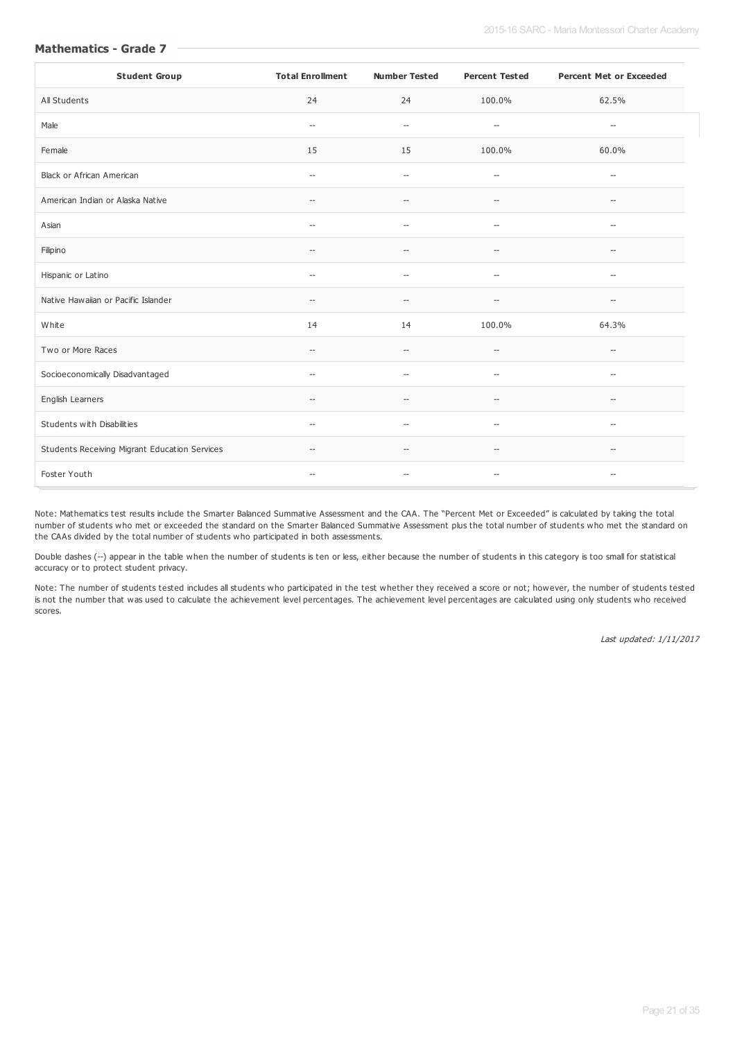## Mathematics - Grade 7

| Student Group | Total Enrollment | Number Tested | Percent Tested | Percent Met or Exceeded |
|---|---|---|---|---|
| All Students | 24 | 24 | 100.0% | 62.5% |
| Male | -- | -- | -- | -- |
| Female | 15 | 15 | 100.0% | 60.0% |
| Black or African American | -- | -- | -- | -- |
| American Indian or Alaska Native | -- | -- | -- | -- |
| Asian | -- | -- | -- | -- |
| Filipino | -- | -- | -- | -- |
| Hispanic or Latino | -- | -- | -- | -- |
| Native Hawaiian or Pacific Islander | -- | -- | -- | -- |
| White | 14 | 14 | 100.0% | 64.3% |
| Two or More Races | -- | -- | -- | -- |
| Socioeconomically Disadvantaged | -- | -- | -- | -- |
| English Learners | -- | -- | -- | -- |
| Students with Disabilities | -- | -- | -- | -- |
| Students Receiving Migrant Education Services | -- | -- | -- | -- |
| Foster Youth | -- | -- | -- | -- |

Note: Mathematics test results include the Smarter Balanced Summative Assessment and the CAA. The "Percent Met or Exceeded" is calculated by taking the total number of students who met or exceeded the standard on the Smarter Balanced Summative Assessment plus the total number of students who met the standard on the CAAs divided by the total number of students who participated in both assessments.

Double dashes (--) appear in the table when the number of students is ten or less, either because the number of students in this category is too small for statistical accuracy or to protect student privacy.

Note: The number of students tested includes all students who participated in the test whether they received a score or not; however, the number of students tested is not the number that was used to calculate the achievement level percentages. The achievement level percentages are calculated using only students who received scores.

*Last updated: 1/11/2017*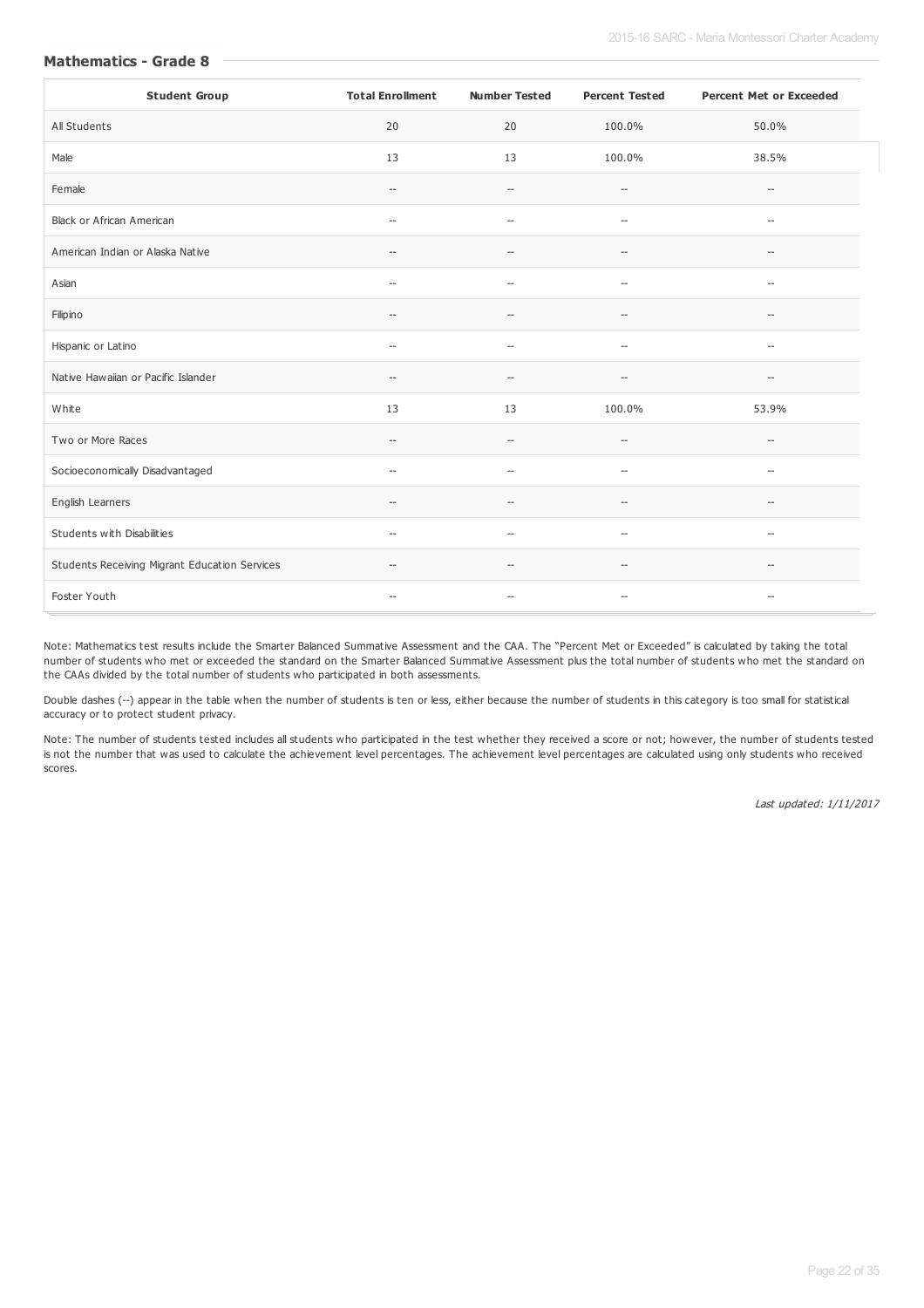### Mathematics - Grade 8

| Student Group | Total Enrollment | Number Tested | Percent Tested | Percent Met or Exceeded |
|---|---|---|---|---|
| All Students | 20 | 20 | 100.0% | 50.0% |
| Male | 13 | 13 | 100.0% | 38.5% |
| Female | -- | -- | -- | -- |
| Black or African American | -- | -- | -- | -- |
| American Indian or Alaska Native | -- | -- | -- | -- |
| Asian | -- | -- | -- | -- |
| Filipino | -- | -- | -- | -- |
| Hispanic or Latino | -- | -- | -- | -- |
| Native Hawaiian or Pacific Islander | -- | -- | -- | -- |
| White | 13 | 13 | 100.0% | 53.9% |
| Two or More Races | -- | -- | -- | -- |
| Socioeconomically Disadvantaged | -- | -- | -- | -- |
| English Learners | -- | -- | -- | -- |
| Students with Disabilities | -- | -- | -- | -- |
| Students Receiving Migrant Education Services | -- | -- | -- | -- |
| Foster Youth | -- | -- | -- | -- |

Note: Mathematics test results include the Smarter Balanced Summative Assessment and the CAA. The "Percent Met or Exceeded" is calculated by taking the total number of students who met or exceeded the standard on the Smarter Balanced Summative Assessment plus the total number of students who met the standard on the CAAs divided by the total number of students who participated in both assessments.

Double dashes (--) appear in the table when the number of students is ten or less, either because the number of students in this category is too small for statistical accuracy or to protect student privacy.

Note: The number of students tested includes all students who participated in the test whether they received a score or not; however, the number of students tested is not the number that was used to calculate the achievement level percentages. The achievement level percentages are calculated using only students who received scores.

*Last updated: 1/11/2017*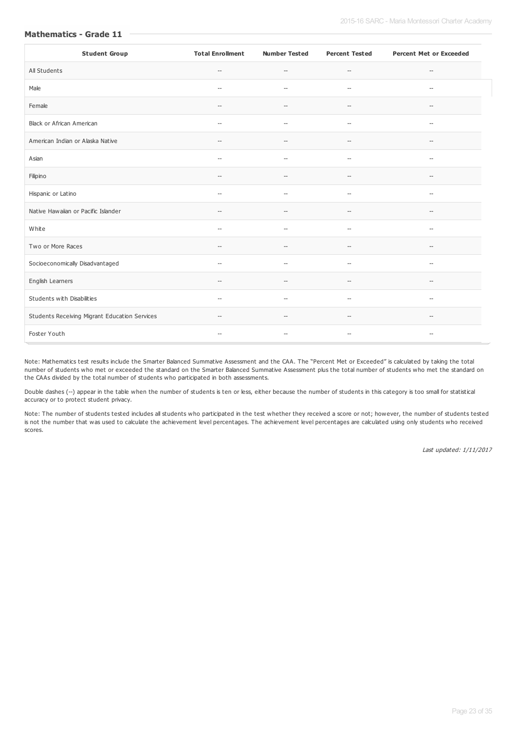### Mathematics - Grade 11

| Student Group | Total Enrollment | Number Tested | Percent Tested | Percent Met or Exceeded |
|---|---|---|---|---|
| All Students | -- | -- | -- | -- |
| Male | -- | -- | -- | -- |
| Female | -- | -- | -- | -- |
| Black or African American | -- | -- | -- | -- |
| American Indian or Alaska Native | -- | -- | -- | -- |
| Asian | -- | -- | -- | -- |
| Filipino | -- | -- | -- | -- |
| Hispanic or Latino | -- | -- | -- | -- |
| Native Hawaiian or Pacific Islander | -- | -- | -- | -- |
| White | -- | -- | -- | -- |
| Two or More Races | -- | -- | -- | -- |
| Socioeconomically Disadvantaged | -- | -- | -- | -- |
| English Learners | -- | -- | -- | -- |
| Students with Disabilities | -- | -- | -- | -- |
| Students Receiving Migrant Education Services | -- | -- | -- | -- |
| Foster Youth | -- | -- | -- | -- |

Note: Mathematics test results include the Smarter Balanced Summative Assessment and the CAA. The "Percent Met or Exceeded" is calculated by taking the total number of students who met or exceeded the standard on the Smarter Balanced Summative Assessment plus the total number of students who met the standard on the CAAs divided by the total number of students who participated in both assessments.

Double dashes (--) appear in the table when the number of students is ten or less, either because the number of students in this category is too small for statistical accuracy or to protect student privacy.

Note: The number of students tested includes all students who participated in the test whether they received a score or not; however, the number of students tested is not the number that was used to calculate the achievement level percentages. The achievement level percentages are calculated using only students who received scores.

*Last updated: 1/11/2017*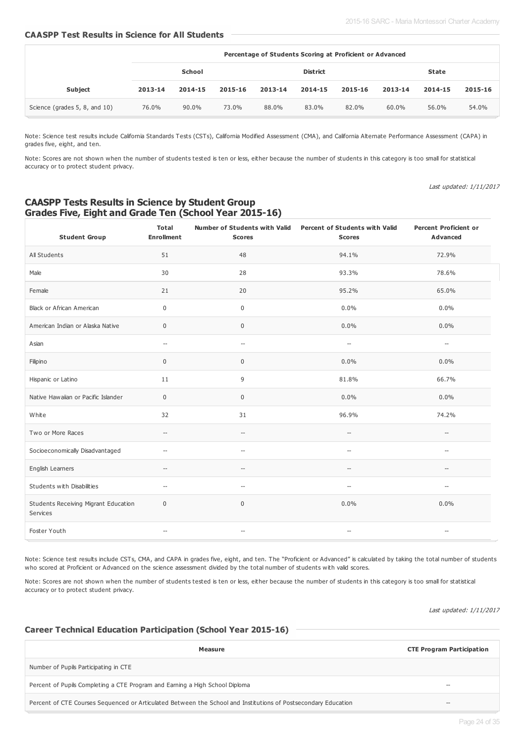### CAASPP Test Results in Science for All Students

| | Percentage of Students Scoring at Proficient or Advanced | | | | | | | | |
|---|---|---|---|---|---|---|---|---|---|
| | School | | | District | | | State | | |
| Subject | 2013-14 | 2014-15 | 2015-16 | 2013-14 | 2014-15 | 2015-16 | 2013-14 | 2014-15 | 2015-16 |
| Science (grades 5, 8, and 10) | 76.0% | 90.0% | 73.0% | 88.0% | 83.0% | 82.0% | 60.0% | 56.0% | 54.0% |

Note: Science test results include California Standards Tests (CSTs), California Modified Assessment (CMA), and California Alternate Performance Assessment (CAPA) in grades five, eight, and ten.

Note: Scores are not shown when the number of students tested is ten or less, either because the number of students in this category is too small for statistical accuracy or to protect student privacy.

*Last updated: 1/11/2017*

### CAASPP Tests Results in Science by Student Group Grades Five, Eight and Grade Ten (School Year 2015-16)

| Student Group | Total Enrollment | Number of Students with Valid Scores | Percent of Students with Valid Scores | Percent Proficient or Advanced |
|---|---|---|---|---|
| All Students | 51 | 48 | 94.1% | 72.9% |
| Male | 30 | 28 | 93.3% | 78.6% |
| Female | 21 | 20 | 95.2% | 65.0% |
| Black or African American | 0 | 0 | 0.0% | 0.0% |
| American Indian or Alaska Native | 0 | 0 | 0.0% | 0.0% |
| Asian | -- | -- | -- | -- |
| Filipino | 0 | 0 | 0.0% | 0.0% |
| Hispanic or Latino | 11 | 9 | 81.8% | 66.7% |
| Native Hawaiian or Pacific Islander | 0 | 0 | 0.0% | 0.0% |
| White | 32 | 31 | 96.9% | 74.2% |
| Two or More Races | -- | -- | -- | -- |
| Socioeconomically Disadvantaged | -- | -- | -- | -- |
| English Learners | -- | -- | -- | -- |
| Students with Disabilities | -- | -- | -- | -- |
| Students Receiving Migrant Education Services | 0 | 0 | 0.0% | 0.0% |
| Foster Youth | -- | -- | -- | -- |

Note: Science test results include CSTs, CMA, and CAPA in grades five, eight, and ten. The "Proficient or Advanced" is calculated by taking the total number of students who scored at Proficient or Advanced on the science assessment divided by the total number of students with valid scores.

Note: Scores are not shown when the number of students tested is ten or less, either because the number of students in this category is too small for statistical accuracy or to protect student privacy.

*Last updated: 1/11/2017*

### Career Technical Education Participation (School Year 2015-16)

| Measure | CTE Program Participation |
|---|---|
| Number of Pupils Participating in CTE | |
| Percent of Pupils Completing a CTE Program and Earning a High School Diploma | -- |
| Percent of CTE Courses Sequenced or Articulated Between the School and Institutions of Postsecondary Education | -- |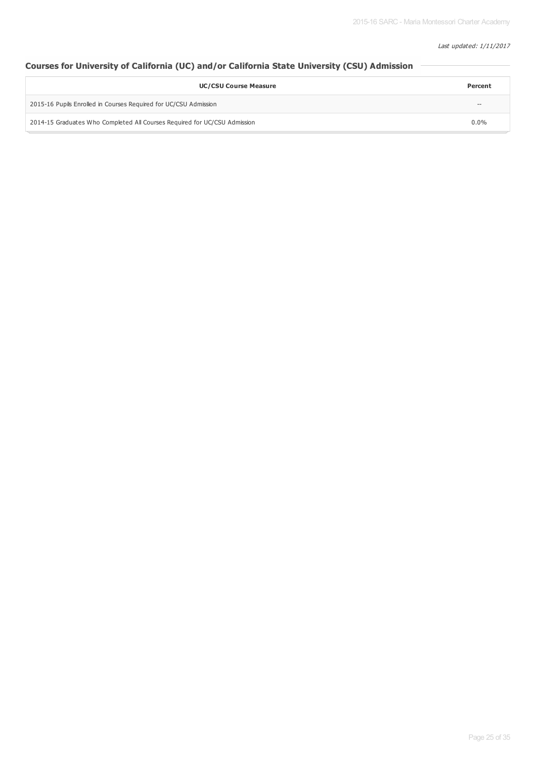*Last updated: 1/11/2017*

## Courses for University of California (UC) and/or California State University (CSU) Admission

| UC/CSU Course Measure | Percent |
|---|---|
| 2015-16 Pupils Enrolled in Courses Required for UC/CSU Admission | -- |
| 2014-15 Graduates Who Completed All Courses Required for UC/CSU Admission | 0.0% |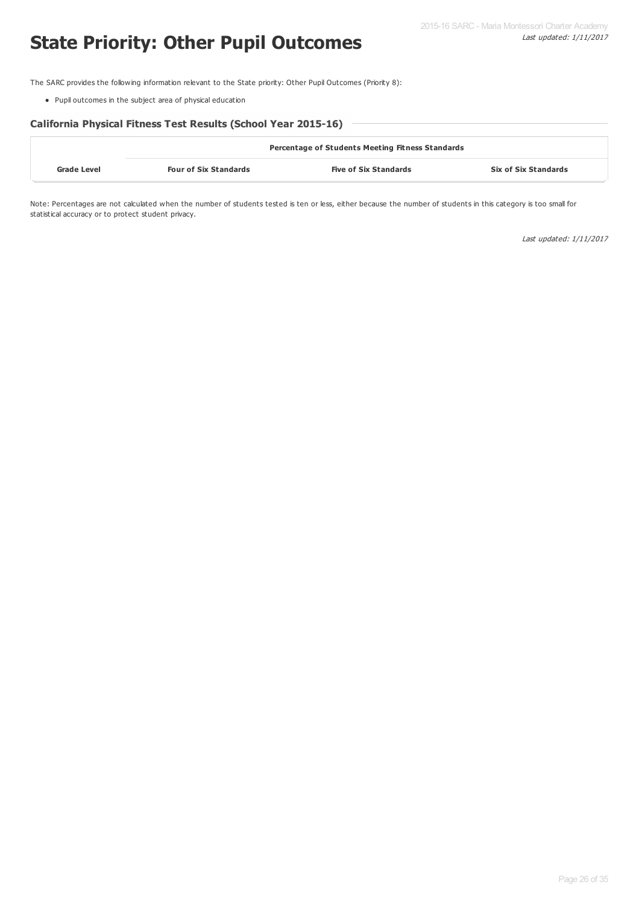# State Priority: Other Pupil Outcomes

The SARC provides the following information relevant to the State priority: Other Pupil Outcomes (Priority 8):

- Pupil outcomes in the subject area of physical education

### California Physical Fitness Test Results (School Year 2015-16)

| | Percentage of Students Meeting Fitness Standards | | |
|---|---|---|---|
| **Grade Level** | **Four of Six Standards** | **Five of Six Standards** | **Six of Six Standards** |

Note: Percentages are not calculated when the number of students tested is ten or less, either because the number of students in this category is too small for statistical accuracy or to protect student privacy.

*Last updated: 1/11/2017*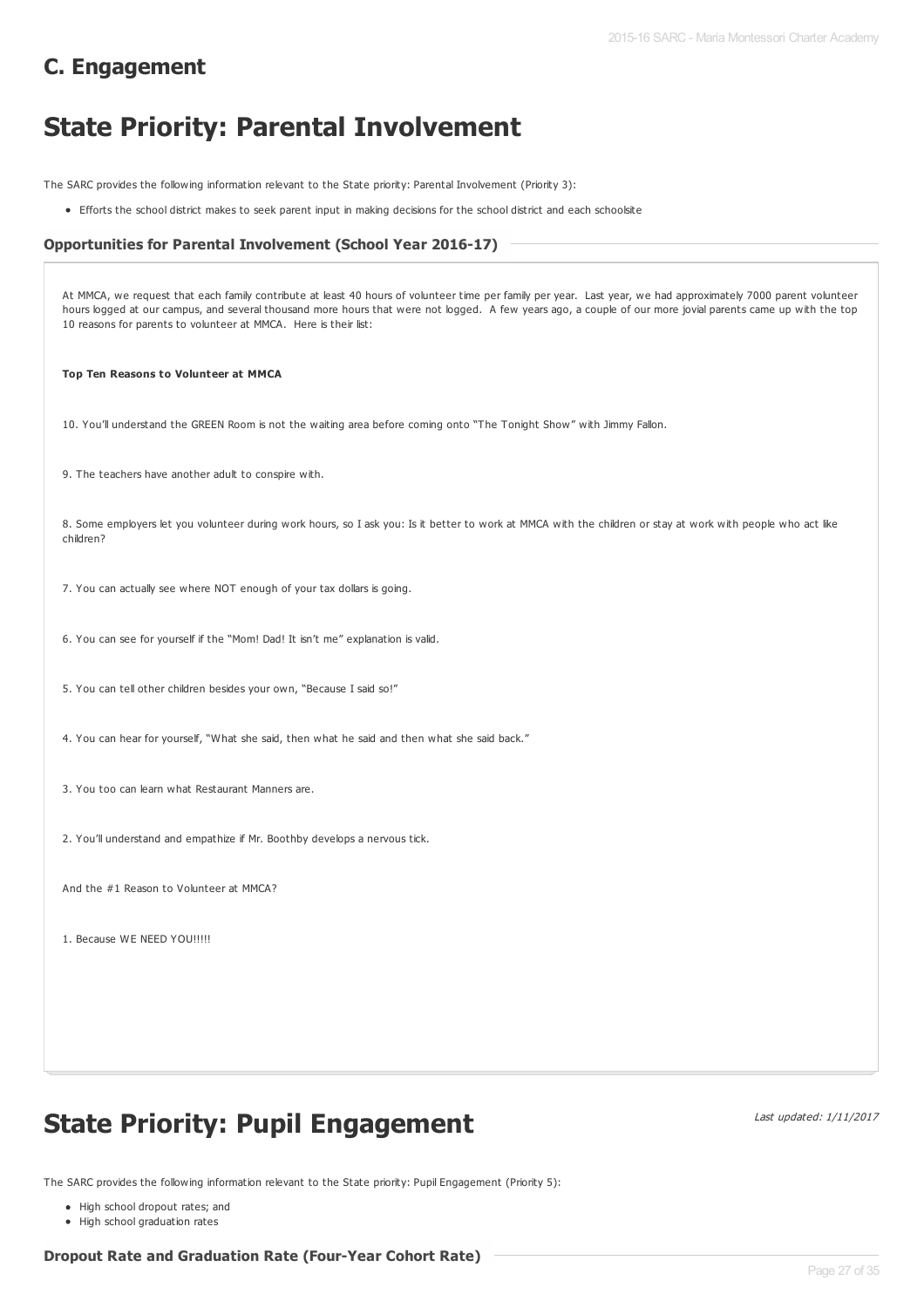## C. Engagement

# State Priority: Parental Involvement

The SARC provides the following information relevant to the State priority: Parental Involvement (Priority 3):

- Efforts the school district makes to seek parent input in making decisions for the school district and each schoolsite

### Opportunities for Parental Involvement (School Year 2016-17)

At MMCA, we request that each family contribute at least 40 hours of volunteer time per family per year. Last year, we had approximately 7000 parent volunteer hours logged at our campus, and several thousand more hours that were not logged. A few years ago, a couple of our more jovial parents came up with the top 10 reasons for parents to volunteer at MMCA. Here is their list:

**Top Ten Reasons to Volunteer at MMCA**

10. You'll understand the GREEN Room is not the waiting area before coming onto "The Tonight Show" with Jimmy Fallon.

9. The teachers have another adult to conspire with.

8. Some employers let you volunteer during work hours, so I ask you: Is it better to work at MMCA with the children or stay at work with people who act like children?

7. You can actually see where NOT enough of your tax dollars is going.

6. You can see for yourself if the "Mom! Dad! It isn't me" explanation is valid.

5. You can tell other children besides your own, "Because I said so!"

4. You can hear for yourself, "What she said, then what he said and then what she said back."

3. You too can learn what Restaurant Manners are.

2. You'll understand and empathize if Mr. Boothby develops a nervous tick.

And the #1 Reason to Volunteer at MMCA?

1. Because WE NEED YOU!!!!!

# State Priority: Pupil Engagement

*Last updated: 1/11/2017*

The SARC provides the following information relevant to the State priority: Pupil Engagement (Priority 5):

- High school dropout rates; and
- High school graduation rates

### Dropout Rate and Graduation Rate (Four-Year Cohort Rate)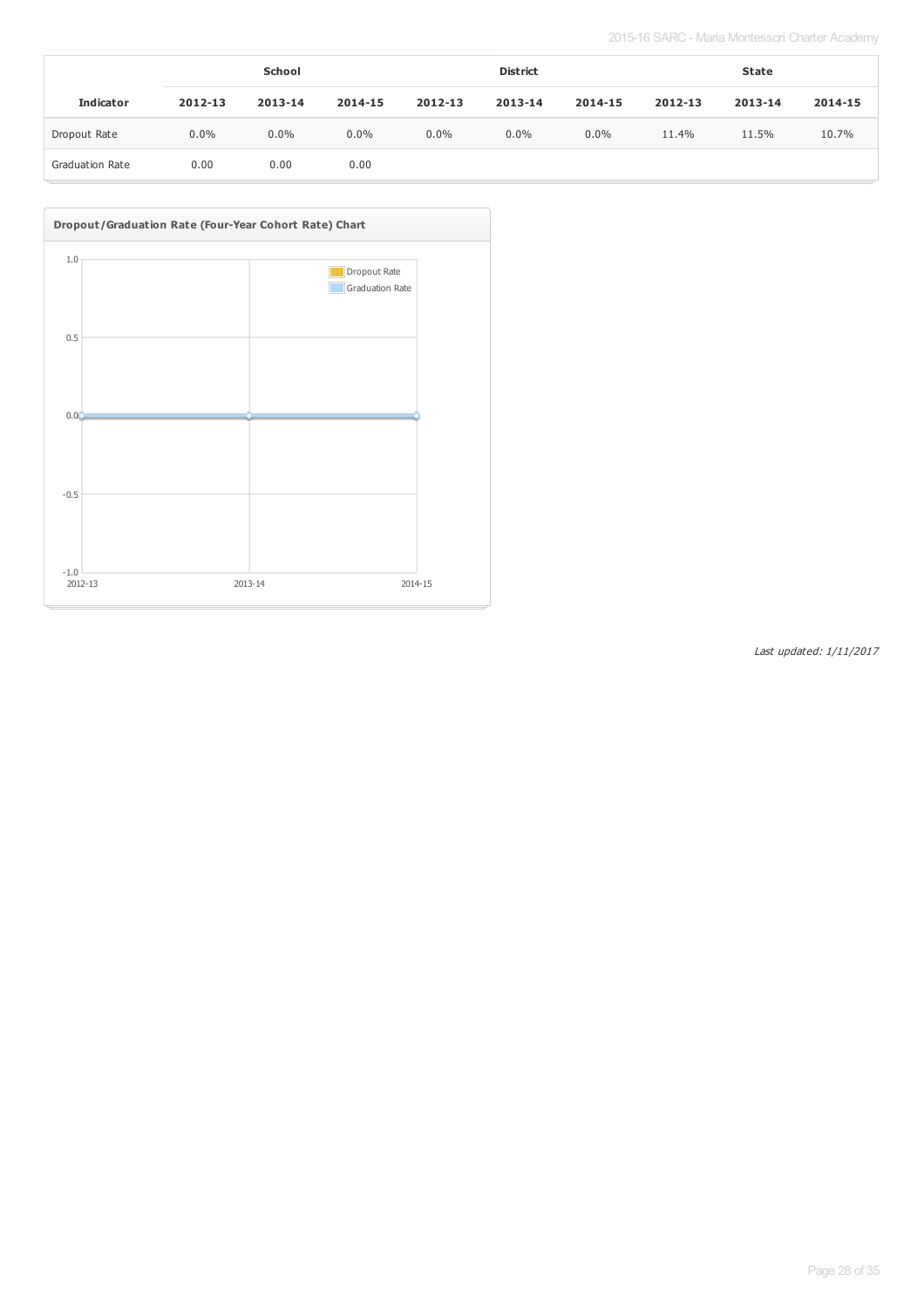| Indicator | School | | | District | | | State | | |
|---|---|---|---|---|---|---|---|---|---|
| | 2012-13 | 2013-14 | 2014-15 | 2012-13 | 2013-14 | 2014-15 | 2012-13 | 2013-14 | 2014-15 |
| Dropout Rate | 0.0% | 0.0% | 0.0% | 0.0% | 0.0% | 0.0% | 11.4% | 11.5% | 10.7% |
| Graduation Rate | 0.00 | 0.00 | 0.00 | | | | | | |

**Dropout/Graduation Rate (Four-Year Cohort Rate) Chart**

*Last updated: 1/11/2017*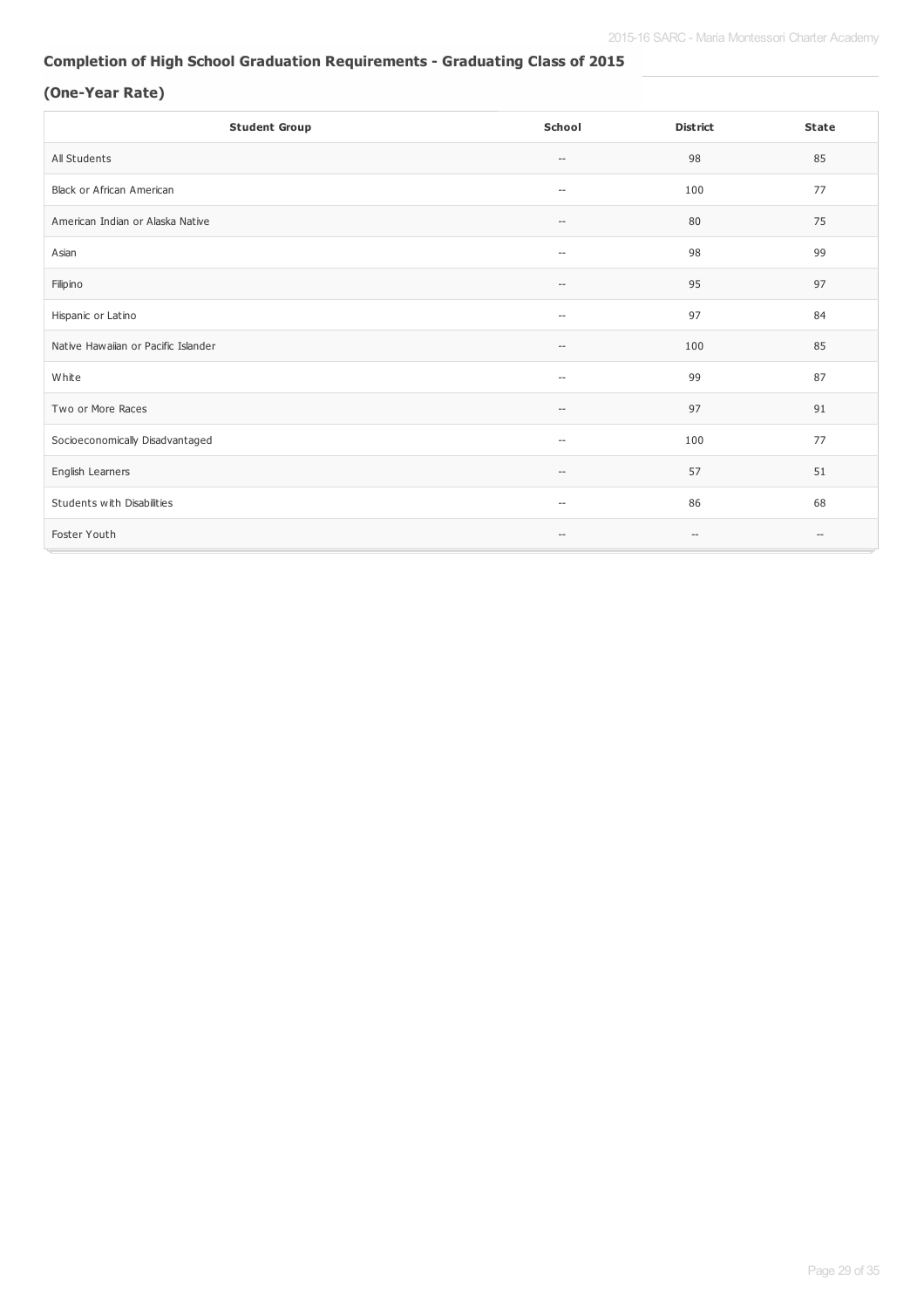## Completion of High School Graduation Requirements - Graduating Class of 2015

### (One-Year Rate)

| Student Group | School | District | State |
|---|---|---|---|
| All Students | -- | 98 | 85 |
| Black or African American | -- | 100 | 77 |
| American Indian or Alaska Native | -- | 80 | 75 |
| Asian | -- | 98 | 99 |
| Filipino | -- | 95 | 97 |
| Hispanic or Latino | -- | 97 | 84 |
| Native Hawaiian or Pacific Islander | -- | 100 | 85 |
| White | -- | 99 | 87 |
| Two or More Races | -- | 97 | 91 |
| Socioeconomically Disadvantaged | -- | 100 | 77 |
| English Learners | -- | 57 | 51 |
| Students with Disabilities | -- | 86 | 68 |
| Foster Youth | -- | -- | -- |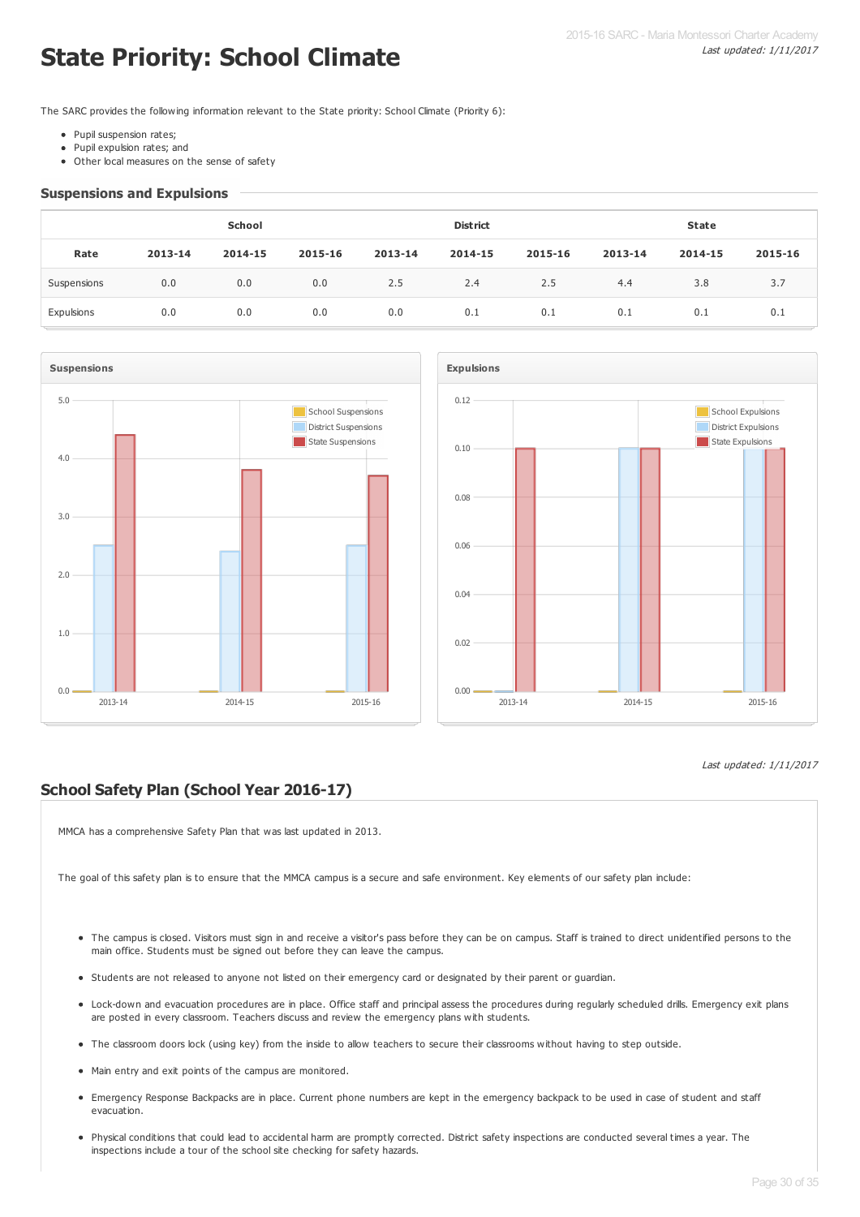# State Priority: School Climate

*Last updated: 1/11/2017*

The SARC provides the following information relevant to the State priority: School Climate (Priority 6):

- Pupil suspension rates;
- Pupil expulsion rates; and
- Other local measures on the sense of safety

## Suspensions and Expulsions

| | School | | | District | | | State | | |
|---|---|---|---|---|---|---|---|---|---|
| **Rate** | **2013-14** | **2014-15** | **2015-16** | **2013-14** | **2014-15** | **2015-16** | **2013-14** | **2014-15** | **2015-16** |
| Suspensions | 0.0 | 0.0 | 0.0 | 2.5 | 2.4 | 2.5 | 4.4 | 3.8 | 3.7 |
| Expulsions | 0.0 | 0.0 | 0.0 | 0.0 | 0.1 | 0.1 | 0.1 | 0.1 | 0.1 |

*Last updated: 1/11/2017*

## School Safety Plan (School Year 2016-17)

MMCA has a comprehensive Safety Plan that was last updated in 2013.

The goal of this safety plan is to ensure that the MMCA campus is a secure and safe environment. Key elements of our safety plan include:

- The campus is closed. Visitors must sign in and receive a visitor's pass before they can be on campus. Staff is trained to direct unidentified persons to the main office. Students must be signed out before they can leave the campus.
- Students are not released to anyone not listed on their emergency card or designated by their parent or guardian.
- Lock-down and evacuation procedures are in place. Office staff and principal assess the procedures during regularly scheduled drills. Emergency exit plans are posted in every classroom. Teachers discuss and review the emergency plans with students.
- The classroom doors lock (using key) from the inside to allow teachers to secure their classrooms without having to step outside.
- Main entry and exit points of the campus are monitored.
- Emergency Response Backpacks are in place. Current phone numbers are kept in the emergency backpack to be used in case of student and staff evacuation.
- Physical conditions that could lead to accidental harm are promptly corrected. District safety inspections are conducted several times a year. The inspections include a tour of the school site checking for safety hazards.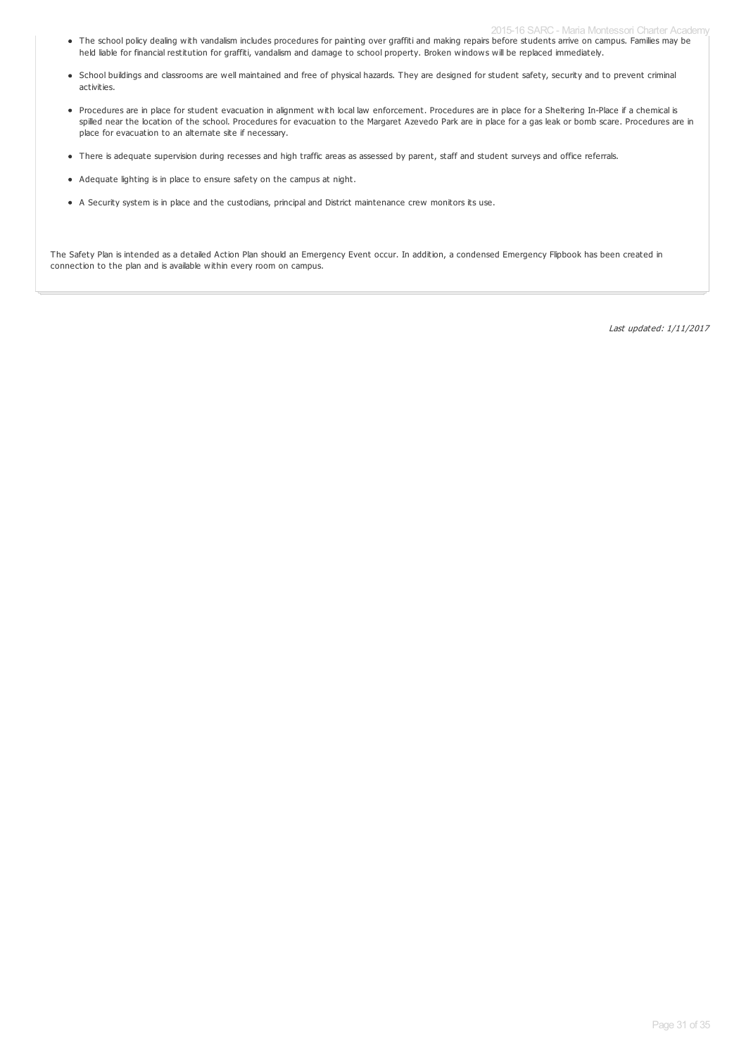- The school policy dealing with vandalism includes procedures for painting over graffiti and making repairs before students arrive on campus. Families may be held liable for financial restitution for graffiti, vandalism and damage to school property. Broken windows will be replaced immediately.
- School buildings and classrooms are well maintained and free of physical hazards. They are designed for student safety, security and to prevent criminal activities.
- Procedures are in place for student evacuation in alignment with local law enforcement. Procedures are in place for a Sheltering In-Place if a chemical is spilled near the location of the school. Procedures for evacuation to the Margaret Azevedo Park are in place for a gas leak or bomb scare. Procedures are in place for evacuation to an alternate site if necessary.
- There is adequate supervision during recesses and high traffic areas as assessed by parent, staff and student surveys and office referrals.
- Adequate lighting is in place to ensure safety on the campus at night.
- A Security system is in place and the custodians, principal and District maintenance crew monitors its use.

The Safety Plan is intended as a detailed Action Plan should an Emergency Event occur. In addition, a condensed Emergency Flipbook has been created in connection to the plan and is available within every room on campus.

*Last updated: 1/11/2017*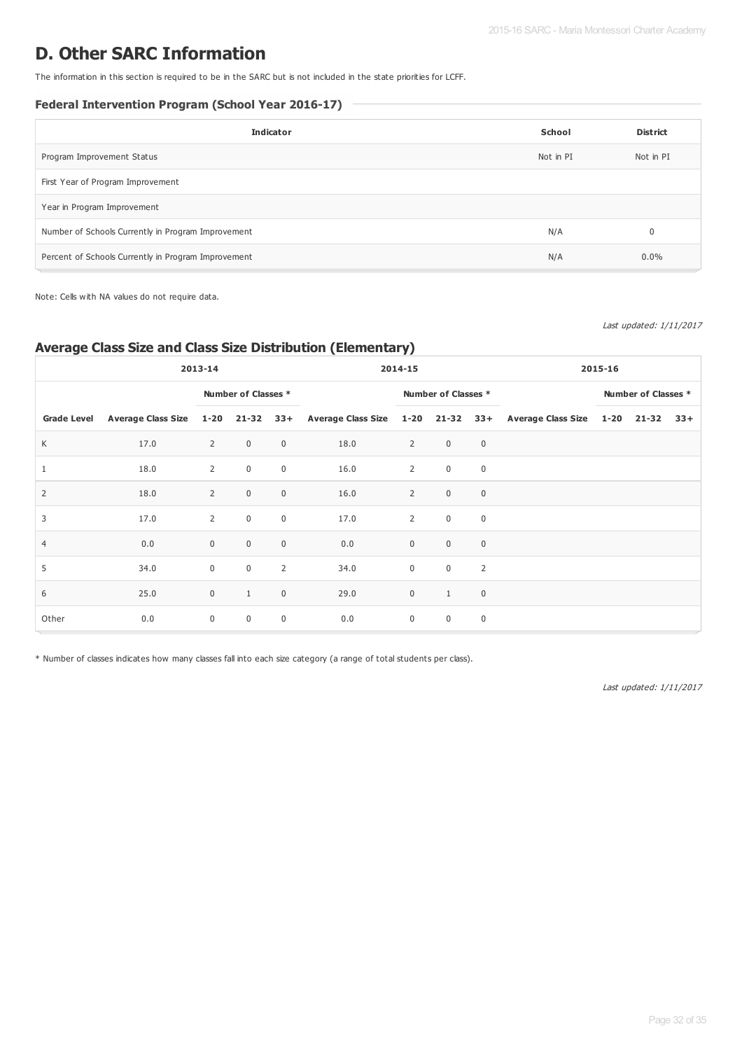# D. Other SARC Information

The information in this section is required to be in the SARC but is not included in the state priorities for LCFF.

### Federal Intervention Program (School Year 2016-17)

| Indicator | School | District |
|---|---|---|
| Program Improvement Status | Not in PI | Not in PI |
| First Year of Program Improvement | | |
| Year in Program Improvement | | |
| Number of Schools Currently in Program Improvement | N/A | 0 |
| Percent of Schools Currently in Program Improvement | N/A | 0.0% |

Note: Cells with NA values do not require data.

*Last updated: 1/11/2017*

## Average Class Size and Class Size Distribution (Elementary)

| | 2013-14 | | | | 2014-15 | | | | 2015-16 | | | |
|---|---|---|---|---|---|---|---|---|---|---|---|---|
| | | Number of Classes * | | | | Number of Classes * | | | | Number of Classes * | | |
| Grade Level | Average Class Size | 1-20 | 21-32 | 33+ | Average Class Size | 1-20 | 21-32 | 33+ | Average Class Size | 1-20 | 21-32 | 33+ |
| K | 17.0 | 2 | 0 | 0 | 18.0 | 2 | 0 | 0 | | | | |
| 1 | 18.0 | 2 | 0 | 0 | 16.0 | 2 | 0 | 0 | | | | |
| 2 | 18.0 | 2 | 0 | 0 | 16.0 | 2 | 0 | 0 | | | | |
| 3 | 17.0 | 2 | 0 | 0 | 17.0 | 2 | 0 | 0 | | | | |
| 4 | 0.0 | 0 | 0 | 0 | 0.0 | 0 | 0 | 0 | | | | |
| 5 | 34.0 | 0 | 0 | 2 | 34.0 | 0 | 0 | 2 | | | | |
| 6 | 25.0 | 0 | 1 | 0 | 29.0 | 0 | 1 | 0 | | | | |
| Other | 0.0 | 0 | 0 | 0 | 0.0 | 0 | 0 | 0 | | | | |

* Number of classes indicates how many classes fall into each size category (a range of total students per class).

*Last updated: 1/11/2017*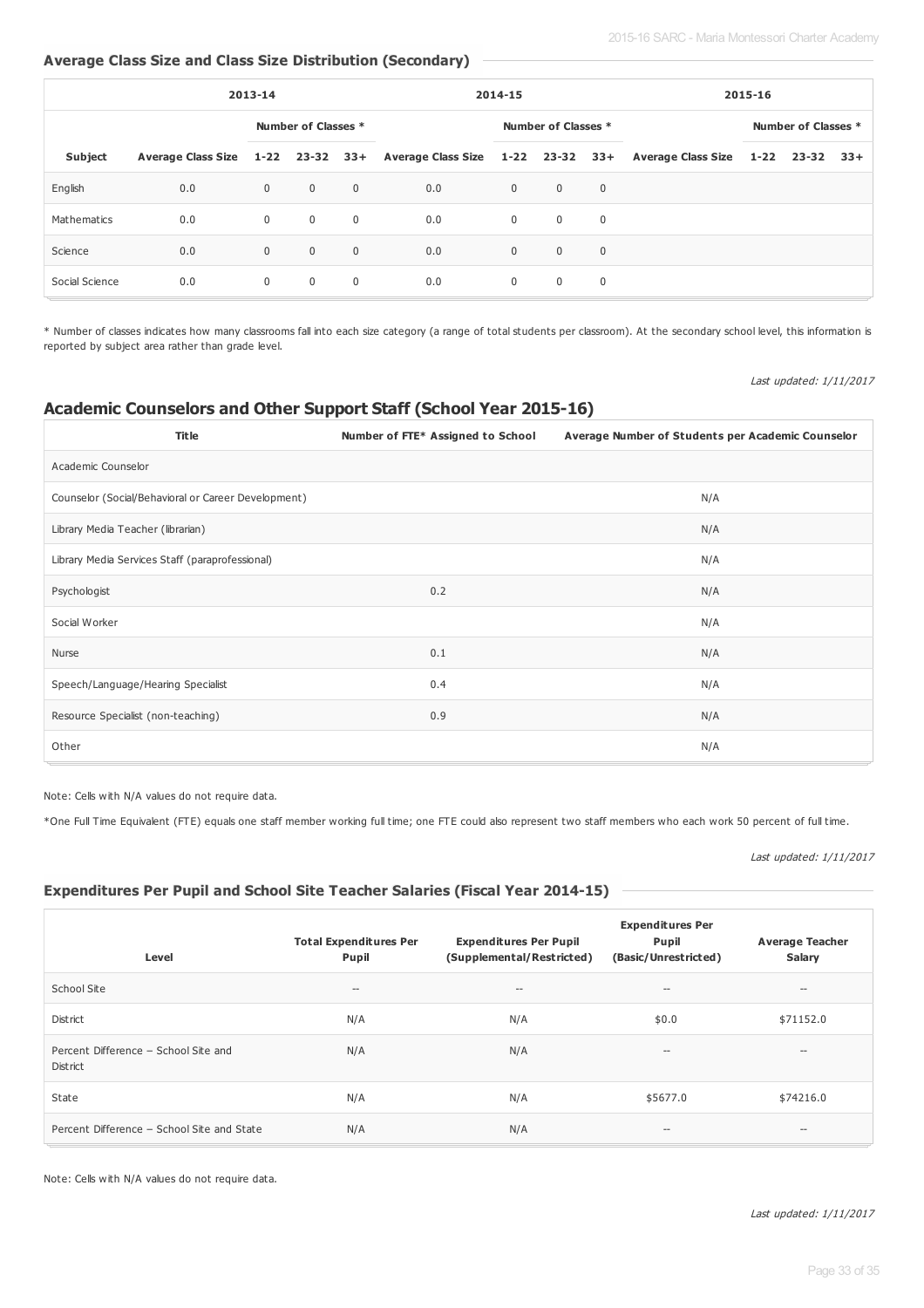### Average Class Size and Class Size Distribution (Secondary)

| | 2013-14 | | | | 2014-15 | | | | 2015-16 | | | |
|---|---|---|---|---|---|---|---|---|---|---|---|---|
| | | Number of Classes * | | | | Number of Classes * | | | | Number of Classes * | | |
| Subject | Average Class Size | 1-22 | 23-32 | 33+ | Average Class Size | 1-22 | 23-32 | 33+ | Average Class Size | 1-22 | 23-32 | 33+ |
| English | 0.0 | 0 | 0 | 0 | 0.0 | 0 | 0 | 0 | | | | |
| Mathematics | 0.0 | 0 | 0 | 0 | 0.0 | 0 | 0 | 0 | | | | |
| Science | 0.0 | 0 | 0 | 0 | 0.0 | 0 | 0 | 0 | | | | |
| Social Science | 0.0 | 0 | 0 | 0 | 0.0 | 0 | 0 | 0 | | | | |

* Number of classes indicates how many classrooms fall into each size category (a range of total students per classroom). At the secondary school level, this information is reported by subject area rather than grade level.

*Last updated: 1/11/2017*

## Academic Counselors and Other Support Staff (School Year 2015-16)

| Title | Number of FTE* Assigned to School | Average Number of Students per Academic Counselor |
|---|---|---|
| Academic Counselor | | |
| Counselor (Social/Behavioral or Career Development) | | N/A |
| Library Media Teacher (librarian) | | N/A |
| Library Media Services Staff (paraprofessional) | | N/A |
| Psychologist | 0.2 | N/A |
| Social Worker | | N/A |
| Nurse | 0.1 | N/A |
| Speech/Language/Hearing Specialist | 0.4 | N/A |
| Resource Specialist (non-teaching) | 0.9 | N/A |
| Other | | N/A |

Note: Cells with N/A values do not require data.

*One Full Time Equivalent (FTE) equals one staff member working full time; one FTE could also represent two staff members who each work 50 percent of full time.

*Last updated: 1/11/2017*

### Expenditures Per Pupil and School Site Teacher Salaries (Fiscal Year 2014-15)

| Level | Total Expenditures Per Pupil | Expenditures Per Pupil (Supplemental/Restricted) | Expenditures Per Pupil (Basic/Unrestricted) | Average Teacher Salary |
|---|---|---|---|---|
| School Site | -- | -- | -- | -- |
| District | N/A | N/A | $0.0 | $71152.0 |
| Percent Difference – School Site and District | N/A | N/A | -- | -- |
| State | N/A | N/A | $5677.0 | $74216.0 |
| Percent Difference – School Site and State | N/A | N/A | -- | -- |

Note: Cells with N/A values do not require data.

*Last updated: 1/11/2017*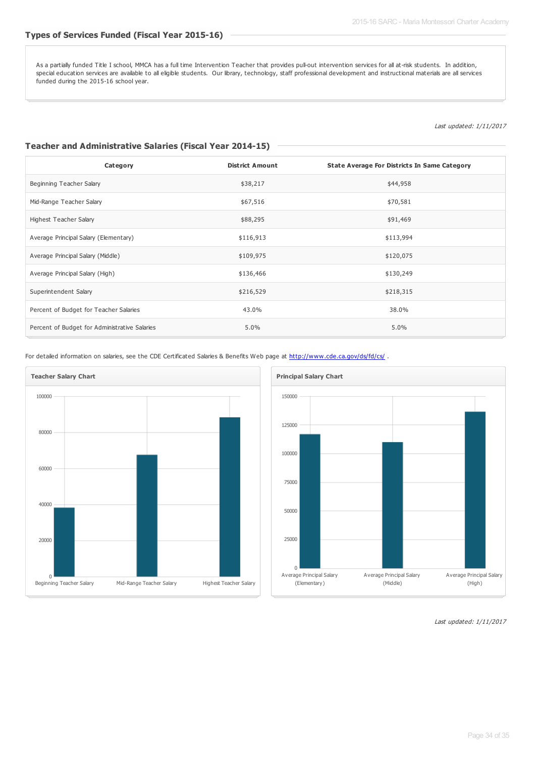## Types of Services Funded (Fiscal Year 2015-16)

As a partially funded Title I school, MMCA has a full time Intervention Teacher that provides pull-out intervention services for all at-risk students. In addition, special education services are available to all eligible students. Our library, technology, staff professional development and instructional materials are all services funded during the 2015-16 school year.

*Last updated: 1/11/2017*

## Teacher and Administrative Salaries (Fiscal Year 2014-15)

| Category | District Amount | State Average For Districts In Same Category |
|---|---|---|
| Beginning Teacher Salary | $38,217 | $44,958 |
| Mid-Range Teacher Salary | $67,516 | $70,581 |
| Highest Teacher Salary | $88,295 | $91,469 |
| Average Principal Salary (Elementary) | $116,913 | $113,994 |
| Average Principal Salary (Middle) | $109,975 | $120,075 |
| Average Principal Salary (High) | $136,466 | $130,249 |
| Superintendent Salary | $216,529 | $218,315 |
| Percent of Budget for Teacher Salaries | 43.0% | 38.0% |
| Percent of Budget for Administrative Salaries | 5.0% | 5.0% |

For detailed information on salaries, see the CDE Certificated Salaries & Benefits Web page at http://www.cde.ca.gov/ds/fd/cs/ .

**Teacher Salary Chart**

**Principal Salary Chart**

*Last updated: 1/11/2017*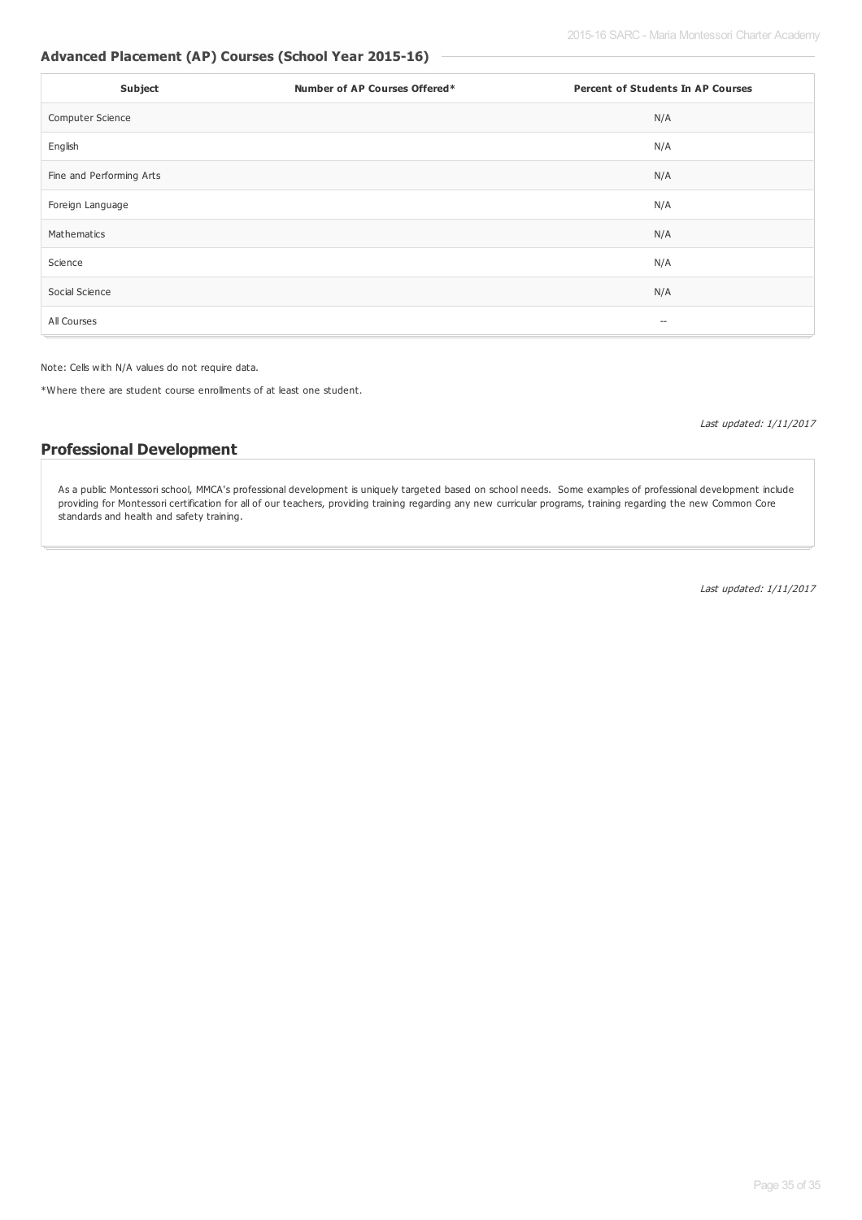## Advanced Placement (AP) Courses (School Year 2015-16)

| Subject | Number of AP Courses Offered* | Percent of Students In AP Courses |
| --- | --- | --- |
| Computer Science | | N/A |
| English | | N/A |
| Fine and Performing Arts | | N/A |
| Foreign Language | | N/A |
| Mathematics | | N/A |
| Science | | N/A |
| Social Science | | N/A |
| All Courses | | -- |

Note: Cells with N/A values do not require data.

*Where there are student course enrollments of at least one student.

*Last updated: 1/11/2017*

## Professional Development

As a public Montessori school, MMCA's professional development is uniquely targeted based on school needs. Some examples of professional development include providing for Montessori certification for all of our teachers, providing training regarding any new curricular programs, training regarding the new Common Core standards and health and safety training.

*Last updated: 1/11/2017*